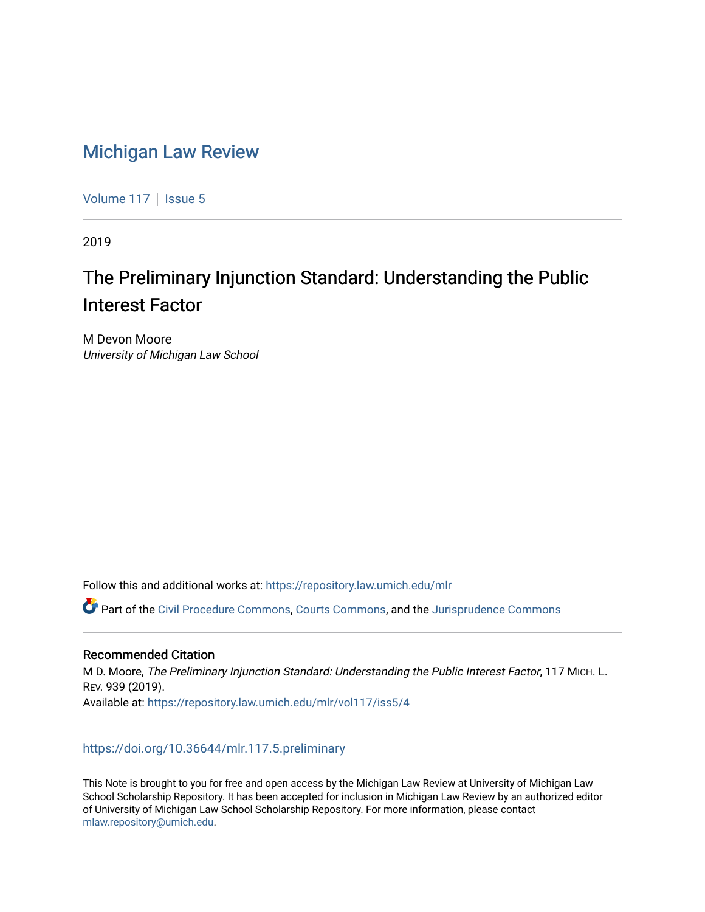# Michigan Law Review

Volume 117 | Issue 5

2019

## The Preliminary Injunction Standard: Understanding the Public Interest Factor

M Devon Moore
*University of Michigan Law School*

Follow this and additional works at: https://repository.law.umich.edu/mlr

Part of the Civil Procedure Commons, Courts Commons, and the Jurisprudence Commons

### Recommended Citation

M D. Moore, *The Preliminary Injunction Standard: Understanding the Public Interest Factor*, 117 MICH. L. REV. 939 (2019).
Available at: https://repository.law.umich.edu/mlr/vol117/iss5/4

https://doi.org/10.36644/mlr.117.5.preliminary

This Note is brought to you for free and open access by the Michigan Law Review at University of Michigan Law School Scholarship Repository. It has been accepted for inclusion in Michigan Law Review by an authorized editor of University of Michigan Law School Scholarship Repository. For more information, please contact mlaw.repository@umich.edu.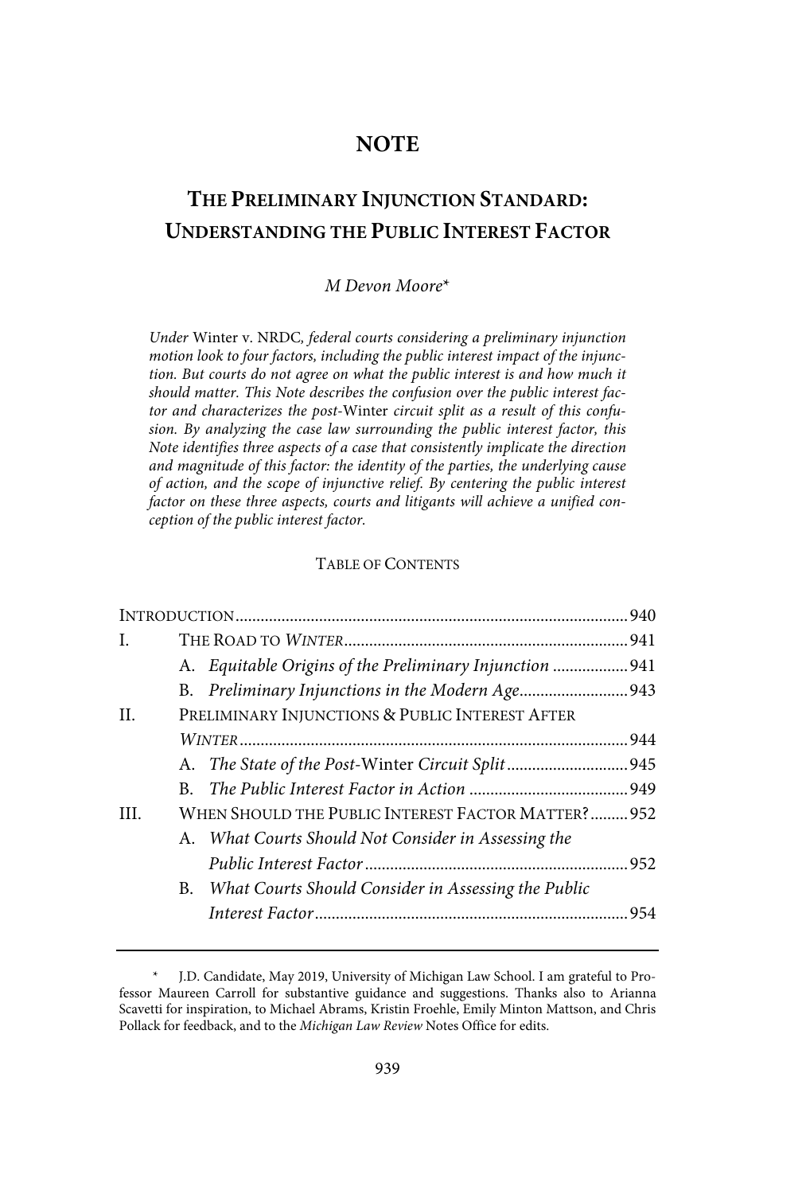# NOTE

## THE PRELIMINARY INJUNCTION STANDARD: UNDERSTANDING THE PUBLIC INTEREST FACTOR

*M Devon Moore**

*Under* Winter v. NRDC, *federal courts considering a preliminary injunction motion look to four factors, including the public interest impact of the injunction. But courts do not agree on what the public interest is and how much it should matter. This Note describes the confusion over the public interest factor and characterizes the post-*Winter *circuit split as a result of this confusion. By analyzing the case law surrounding the public interest factor, this Note identifies three aspects of a case that consistently implicate the direction and magnitude of this factor: the identity of the parties, the underlying cause of action, and the scope of injunctive relief. By centering the public interest factor on these three aspects, courts and litigants will achieve a unified conception of the public interest factor.*

TABLE OF CONTENTS

| | | Page |
|---|---|---|
| INTRODUCTION | | 940 |
| I. | THE ROAD TO *WINTER* | 941 |
| | A. *Equitable Origins of the Preliminary Injunction* | 941 |
| | B. *Preliminary Injunctions in the Modern Age* | 943 |
| II. | PRELIMINARY INJUNCTIONS & PUBLIC INTEREST AFTER *WINTER* | 944 |
| | A. *The State of the Post-*Winter *Circuit Split* | 945 |
| | B. *The Public Interest Factor in Action* | 949 |
| III. | WHEN SHOULD THE PUBLIC INTEREST FACTOR MATTER? | 952 |
| | A. *What Courts Should Not Consider in Assessing the Public Interest Factor* | 952 |
| | B. *What Courts Should Consider in Assessing the Public Interest Factor* | 954 |

\* J.D. Candidate, May 2019, University of Michigan Law School. I am grateful to Professor Maureen Carroll for substantive guidance and suggestions. Thanks also to Arianna Scavetti for inspiration, to Michael Abrams, Kristin Froehle, Emily Minton Mattson, and Chris Pollack for feedback, and to the *Michigan Law Review* Notes Office for edits.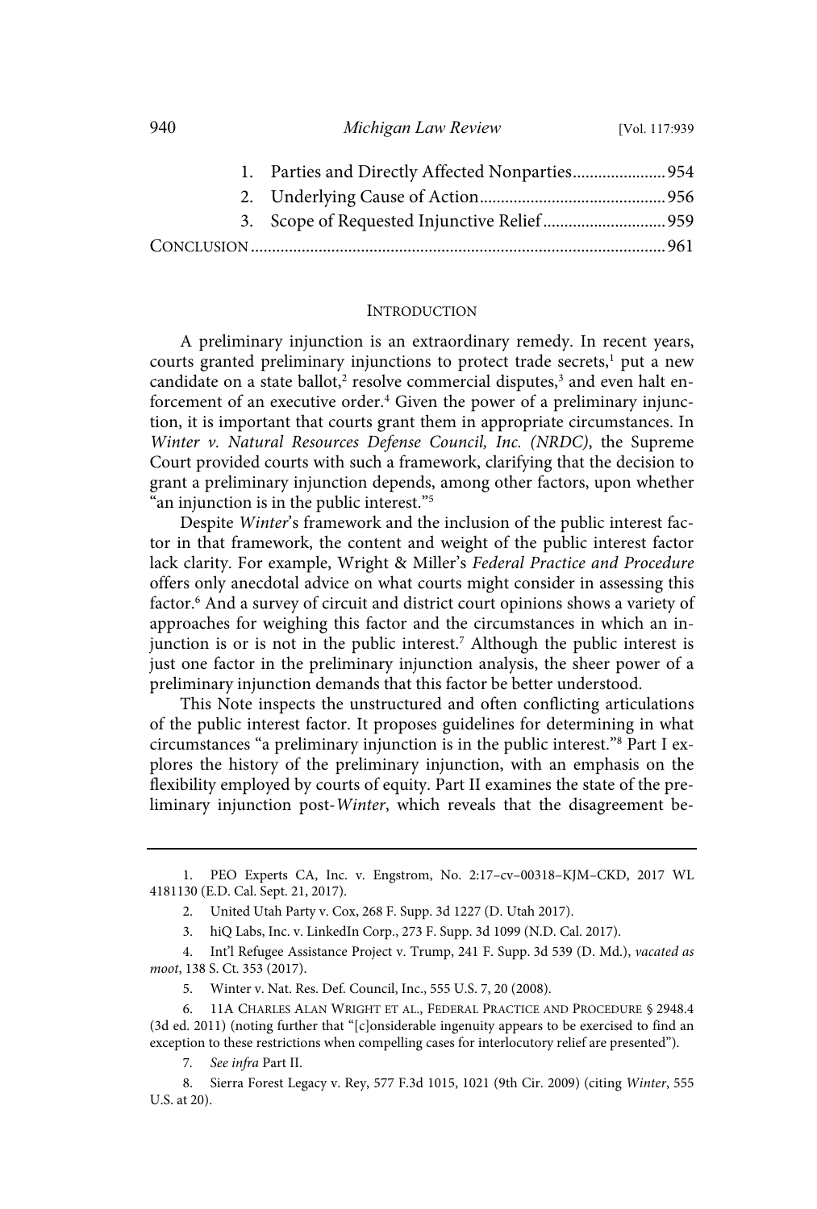1. Parties and Directly Affected Nonparties ...................... 954
2. Underlying Cause of Action ........................................... 956
3. Scope of Requested Injunctive Relief ............................ 959

CONCLUSION ................................................................................................ 961

## INTRODUCTION

A preliminary injunction is an extraordinary remedy. In recent years, courts granted preliminary injunctions to protect trade secrets,[1] put a new candidate on a state ballot,[2] resolve commercial disputes,[3] and even halt enforcement of an executive order.[4] Given the power of a preliminary injunction, it is important that courts grant them in appropriate circumstances. In *Winter v. Natural Resources Defense Council, Inc. (NRDC)*, the Supreme Court provided courts with such a framework, clarifying that the decision to grant a preliminary injunction depends, among other factors, upon whether "an injunction is in the public interest."[5]

Despite *Winter*'s framework and the inclusion of the public interest factor in that framework, the content and weight of the public interest factor lack clarity. For example, Wright & Miller's *Federal Practice and Procedure* offers only anecdotal advice on what courts might consider in assessing this factor.[6] And a survey of circuit and district court opinions shows a variety of approaches for weighing this factor and the circumstances in which an injunction is or is not in the public interest.[7] Although the public interest is just one factor in the preliminary injunction analysis, the sheer power of a preliminary injunction demands that this factor be better understood.

This Note inspects the unstructured and often conflicting articulations of the public interest factor. It proposes guidelines for determining in what circumstances "a preliminary injunction is in the public interest."[8] Part I explores the history of the preliminary injunction, with an emphasis on the flexibility employed by courts of equity. Part II examines the state of the preliminary injunction post-*Winter*, which reveals that the disagreement be-

---

1. PEO Experts CA, Inc. v. Engstrom, No. 2:17–cv–00318–KJM–CKD, 2017 WL 4181130 (E.D. Cal. Sept. 21, 2017).

2. United Utah Party v. Cox, 268 F. Supp. 3d 1227 (D. Utah 2017).

3. hiQ Labs, Inc. v. LinkedIn Corp., 273 F. Supp. 3d 1099 (N.D. Cal. 2017).

4. Int'l Refugee Assistance Project v. Trump, 241 F. Supp. 3d 539 (D. Md.), *vacated as moot*, 138 S. Ct. 353 (2017).

5. Winter v. Nat. Res. Def. Council, Inc., 555 U.S. 7, 20 (2008).

6. 11A CHARLES ALAN WRIGHT ET AL., FEDERAL PRACTICE AND PROCEDURE § 2948.4 (3d ed. 2011) (noting further that "[c]onsiderable ingenuity appears to be exercised to find an exception to these restrictions when compelling cases for interlocutory relief are presented").

7. *See infra* Part II.

8. Sierra Forest Legacy v. Rey, 577 F.3d 1015, 1021 (9th Cir. 2009) (citing *Winter*, 555 U.S. at 20).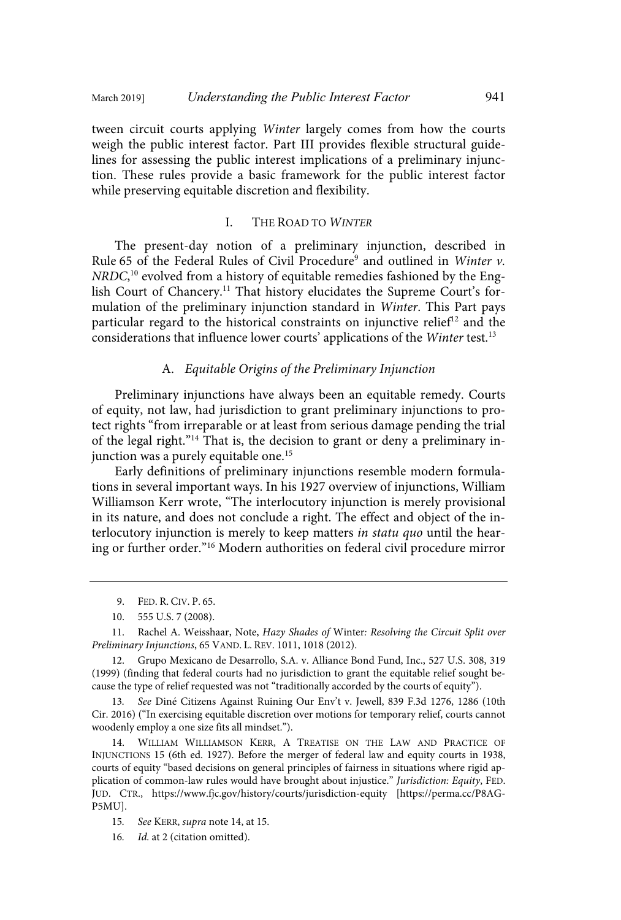tween circuit courts applying *Winter* largely comes from how the courts weigh the public interest factor. Part III provides flexible structural guidelines for assessing the public interest implications of a preliminary injunction. These rules provide a basic framework for the public interest factor while preserving equitable discretion and flexibility.

## I. The Road to *Winter*

The present-day notion of a preliminary injunction, described in Rule 65 of the Federal Rules of Civil Procedure[9] and outlined in *Winter v. NRDC*,[10] evolved from a history of equitable remedies fashioned by the English Court of Chancery.[11] That history elucidates the Supreme Court's formulation of the preliminary injunction standard in *Winter*. This Part pays particular regard to the historical constraints on injunctive relief[12] and the considerations that influence lower courts' applications of the *Winter* test.[13]

### A. *Equitable Origins of the Preliminary Injunction*

Preliminary injunctions have always been an equitable remedy. Courts of equity, not law, had jurisdiction to grant preliminary injunctions to protect rights "from irreparable or at least from serious damage pending the trial of the legal right."[14] That is, the decision to grant or deny a preliminary injunction was a purely equitable one.[15]

Early definitions of preliminary injunctions resemble modern formulations in several important ways. In his 1927 overview of injunctions, William Williamson Kerr wrote, "The interlocutory injunction is merely provisional in its nature, and does not conclude a right. The effect and object of the interlocutory injunction is merely to keep matters *in statu quo* until the hearing or further order."[16] Modern authorities on federal civil procedure mirror

---

9. Fed. R. Civ. P. 65.

10. 555 U.S. 7 (2008).

11. Rachel A. Weisshaar, Note, *Hazy Shades of* Winter*: Resolving the Circuit Split over Preliminary Injunctions*, 65 Vand. L. Rev. 1011, 1018 (2012).

12. Grupo Mexicano de Desarrollo, S.A. v. Alliance Bond Fund, Inc., 527 U.S. 308, 319 (1999) (finding that federal courts had no jurisdiction to grant the equitable relief sought because the type of relief requested was not "traditionally accorded by the courts of equity").

13. *See* Diné Citizens Against Ruining Our Env't v. Jewell, 839 F.3d 1276, 1286 (10th Cir. 2016) ("In exercising equitable discretion over motions for temporary relief, courts cannot woodenly employ a one size fits all mindset.").

14. William Williamson Kerr, A Treatise on the Law and Practice of Injunctions 15 (6th ed. 1927). Before the merger of federal law and equity courts in 1938, courts of equity "based decisions on general principles of fairness in situations where rigid application of common-law rules would have brought about injustice." *Jurisdiction: Equity*, Fed. Jud. Ctr., https://www.fjc.gov/history/courts/jurisdiction-equity [https://perma.cc/P8AG-P5MU].

15. *See* Kerr, *supra* note 14, at 15.

16. *Id.* at 2 (citation omitted).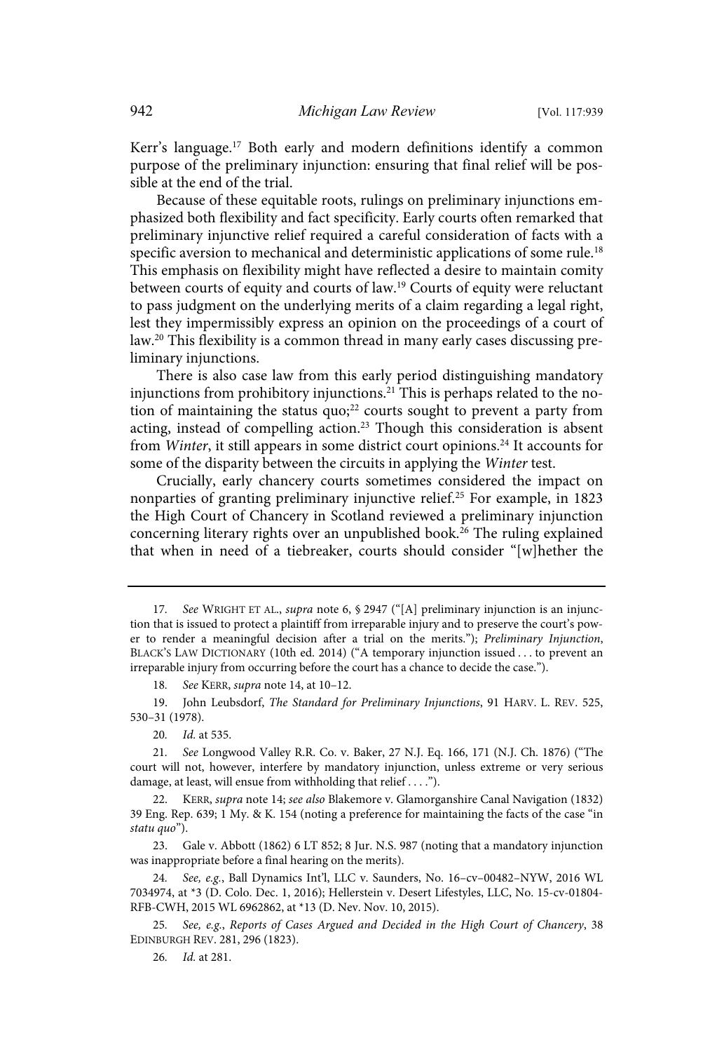Kerr's language.[17] Both early and modern definitions identify a common purpose of the preliminary injunction: ensuring that final relief will be possible at the end of the trial.

Because of these equitable roots, rulings on preliminary injunctions emphasized both flexibility and fact specificity. Early courts often remarked that preliminary injunctive relief required a careful consideration of facts with a specific aversion to mechanical and deterministic applications of some rule.[18] This emphasis on flexibility might have reflected a desire to maintain comity between courts of equity and courts of law.[19] Courts of equity were reluctant to pass judgment on the underlying merits of a claim regarding a legal right, lest they impermissibly express an opinion on the proceedings of a court of law.[20] This flexibility is a common thread in many early cases discussing preliminary injunctions.

There is also case law from this early period distinguishing mandatory injunctions from prohibitory injunctions.[21] This is perhaps related to the notion of maintaining the status quo;[22] courts sought to prevent a party from acting, instead of compelling action.[23] Though this consideration is absent from *Winter*, it still appears in some district court opinions.[24] It accounts for some of the disparity between the circuits in applying the *Winter* test.

Crucially, early chancery courts sometimes considered the impact on nonparties of granting preliminary injunctive relief.[25] For example, in 1823 the High Court of Chancery in Scotland reviewed a preliminary injunction concerning literary rights over an unpublished book.[26] The ruling explained that when in need of a tiebreaker, courts should consider "[w]hether the

---

17. *See* WRIGHT ET AL., *supra* note 6, § 2947 ("[A] preliminary injunction is an injunction that is issued to protect a plaintiff from irreparable injury and to preserve the court's power to render a meaningful decision after a trial on the merits."); *Preliminary Injunction*, BLACK'S LAW DICTIONARY (10th ed. 2014) ("A temporary injunction issued . . . to prevent an irreparable injury from occurring before the court has a chance to decide the case.").

18. *See* KERR, *supra* note 14, at 10–12.

19. John Leubsdorf, *The Standard for Preliminary Injunctions*, 91 HARV. L. REV. 525, 530–31 (1978).

20. *Id.* at 535.

21. *See* Longwood Valley R.R. Co. v. Baker, 27 N.J. Eq. 166, 171 (N.J. Ch. 1876) ("The court will not, however, interfere by mandatory injunction, unless extreme or very serious damage, at least, will ensue from withholding that relief . . . .").

22. KERR, *supra* note 14; *see also* Blakemore v. Glamorganshire Canal Navigation (1832) 39 Eng. Rep. 639; 1 My. & K. 154 (noting a preference for maintaining the facts of the case "in *statu quo*").

23. Gale v. Abbott (1862) 6 LT 852; 8 Jur. N.S. 987 (noting that a mandatory injunction was inappropriate before a final hearing on the merits).

24. *See, e.g.*, Ball Dynamics Int'l, LLC v. Saunders, No. 16–cv–00482–NYW, 2016 WL 7034974, at *3 (D. Colo. Dec. 1, 2016); Hellerstein v. Desert Lifestyles, LLC, No. 15-cv-01804-RFB-CWH, 2015 WL 6962862, at *13 (D. Nev. Nov. 10, 2015).

25. *See, e.g.*, *Reports of Cases Argued and Decided in the High Court of Chancery*, 38 EDINBURGH REV. 281, 296 (1823).

26. *Id.* at 281.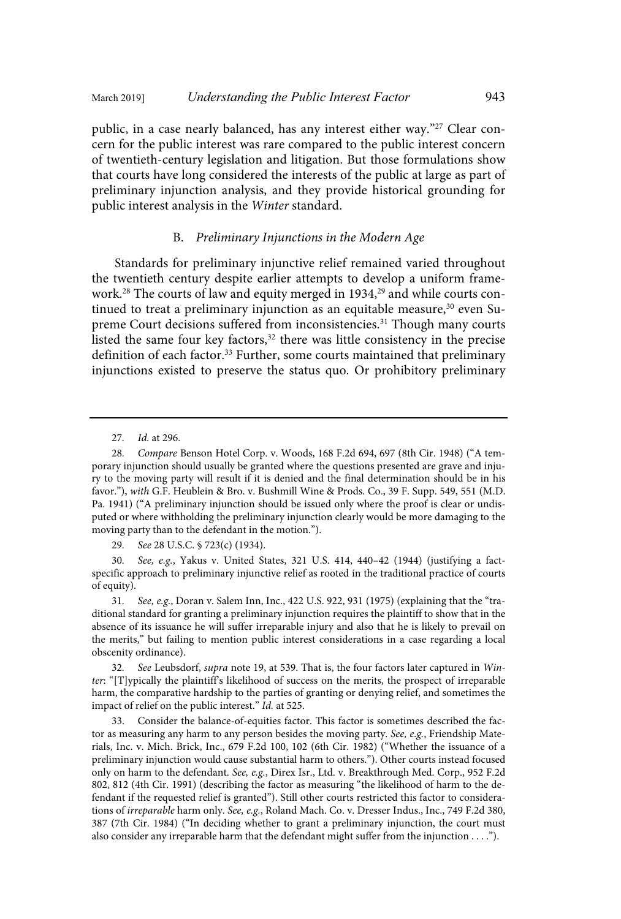public, in a case nearly balanced, has any interest either way."[27] Clear concern for the public interest was rare compared to the public interest concern of twentieth-century legislation and litigation. But those formulations show that courts have long considered the interests of the public at large as part of preliminary injunction analysis, and they provide historical grounding for public interest analysis in the *Winter* standard.

### B. *Preliminary Injunctions in the Modern Age*

Standards for preliminary injunctive relief remained varied throughout the twentieth century despite earlier attempts to develop a uniform framework.[28] The courts of law and equity merged in 1934,[29] and while courts continued to treat a preliminary injunction as an equitable measure,[30] even Supreme Court decisions suffered from inconsistencies.[31] Though many courts listed the same four key factors,[32] there was little consistency in the precise definition of each factor.[33] Further, some courts maintained that preliminary injunctions existed to preserve the status quo. Or prohibitory preliminary

---

27. *Id.* at 296.

28. *Compare* Benson Hotel Corp. v. Woods, 168 F.2d 694, 697 (8th Cir. 1948) ("A temporary injunction should usually be granted where the questions presented are grave and injury to the moving party will result if it is denied and the final determination should be in his favor."), *with* G.F. Heublein & Bro. v. Bushmill Wine & Prods. Co., 39 F. Supp. 549, 551 (M.D. Pa. 1941) ("A preliminary injunction should be issued only where the proof is clear or undisputed or where withholding the preliminary injunction clearly would be more damaging to the moving party than to the defendant in the motion.").

29. *See* 28 U.S.C. § 723(c) (1934).

30. *See, e.g.*, Yakus v. United States, 321 U.S. 414, 440–42 (1944) (justifying a fact-specific approach to preliminary injunctive relief as rooted in the traditional practice of courts of equity).

31. *See, e.g.*, Doran v. Salem Inn, Inc., 422 U.S. 922, 931 (1975) (explaining that the "traditional standard for granting a preliminary injunction requires the plaintiff to show that in the absence of its issuance he will suffer irreparable injury and also that he is likely to prevail on the merits," but failing to mention public interest considerations in a case regarding a local obscenity ordinance).

32. *See* Leubsdorf, *supra* note 19, at 539. That is, the four factors later captured in *Winter*: "[T]ypically the plaintiff's likelihood of success on the merits, the prospect of irreparable harm, the comparative hardship to the parties of granting or denying relief, and sometimes the impact of relief on the public interest." *Id.* at 525.

33. Consider the balance-of-equities factor. This factor is sometimes described the factor as measuring any harm to any person besides the moving party. *See, e.g.*, Friendship Materials, Inc. v. Mich. Brick, Inc., 679 F.2d 100, 102 (6th Cir. 1982) ("Whether the issuance of a preliminary injunction would cause substantial harm to others."). Other courts instead focused only on harm to the defendant. *See, e.g.*, Direx Isr., Ltd. v. Breakthrough Med. Corp., 952 F.2d 802, 812 (4th Cir. 1991) (describing the factor as measuring "the likelihood of harm to the defendant if the requested relief is granted"). Still other courts restricted this factor to considerations of *irreparable* harm only. *See, e.g.*, Roland Mach. Co. v. Dresser Indus., Inc., 749 F.2d 380, 387 (7th Cir. 1984) ("In deciding whether to grant a preliminary injunction, the court must also consider any irreparable harm that the defendant might suffer from the injunction . . . .").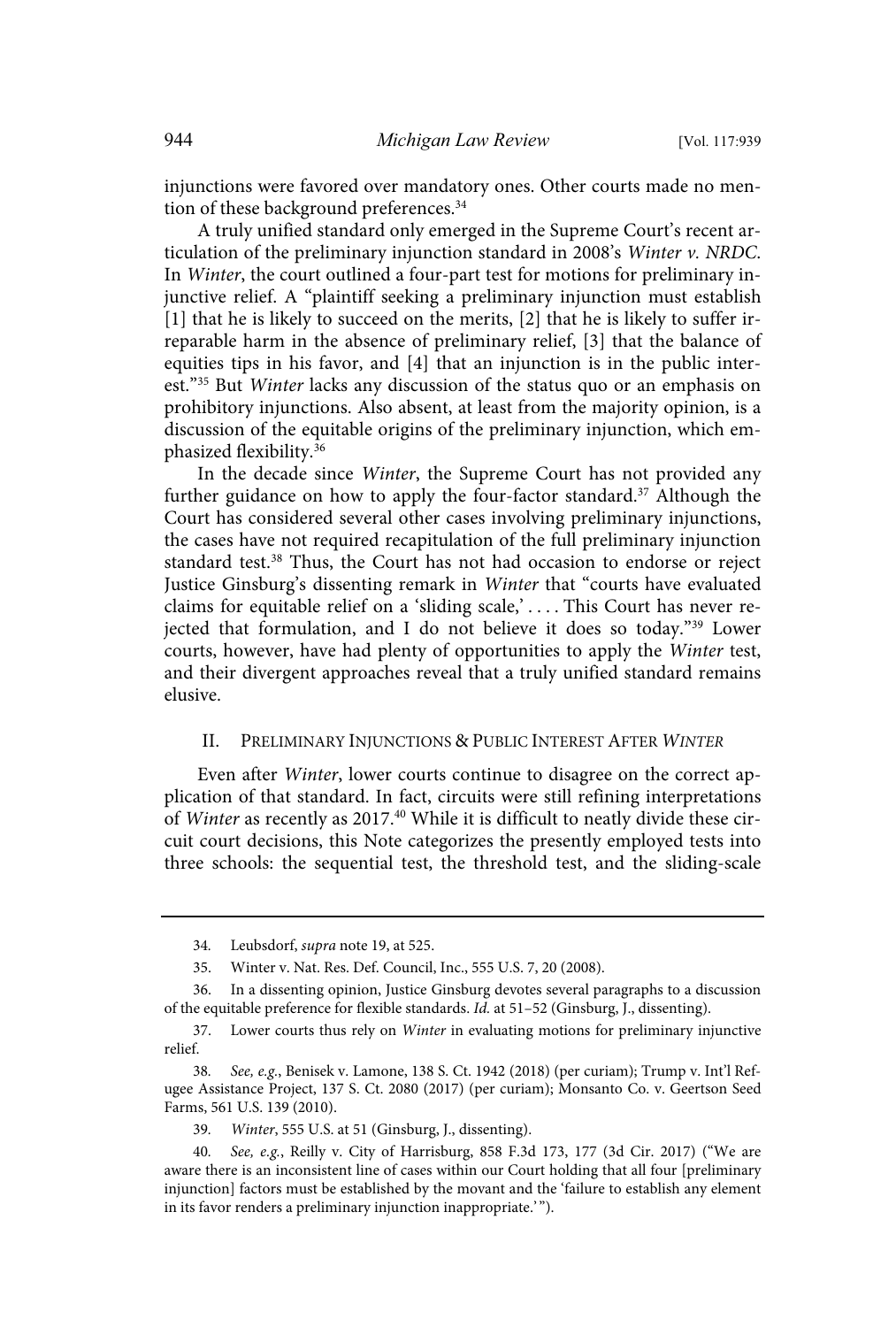injunctions were favored over mandatory ones. Other courts made no mention of these background preferences.[34]

A truly unified standard only emerged in the Supreme Court's recent articulation of the preliminary injunction standard in 2008's *Winter v. NRDC*. In *Winter*, the court outlined a four-part test for motions for preliminary injunctive relief. A "plaintiff seeking a preliminary injunction must establish [1] that he is likely to succeed on the merits, [2] that he is likely to suffer irreparable harm in the absence of preliminary relief, [3] that the balance of equities tips in his favor, and [4] that an injunction is in the public interest."[35] But *Winter* lacks any discussion of the status quo or an emphasis on prohibitory injunctions. Also absent, at least from the majority opinion, is a discussion of the equitable origins of the preliminary injunction, which emphasized flexibility.[36]

In the decade since *Winter*, the Supreme Court has not provided any further guidance on how to apply the four-factor standard.[37] Although the Court has considered several other cases involving preliminary injunctions, the cases have not required recapitulation of the full preliminary injunction standard test.[38] Thus, the Court has not had occasion to endorse or reject Justice Ginsburg's dissenting remark in *Winter* that "courts have evaluated claims for equitable relief on a 'sliding scale,' . . . . This Court has never rejected that formulation, and I do not believe it does so today."[39] Lower courts, however, have had plenty of opportunities to apply the *Winter* test, and their divergent approaches reveal that a truly unified standard remains elusive.

## II. Preliminary Injunctions & Public Interest After *Winter*

Even after *Winter*, lower courts continue to disagree on the correct application of that standard. In fact, circuits were still refining interpretations of *Winter* as recently as 2017.[40] While it is difficult to neatly divide these circuit court decisions, this Note categorizes the presently employed tests into three schools: the sequential test, the threshold test, and the sliding-scale

---

34. Leubsdorf, *supra* note 19, at 525.

35. Winter v. Nat. Res. Def. Council, Inc., 555 U.S. 7, 20 (2008).

36. In a dissenting opinion, Justice Ginsburg devotes several paragraphs to a discussion of the equitable preference for flexible standards. *Id.* at 51–52 (Ginsburg, J., dissenting).

37. Lower courts thus rely on *Winter* in evaluating motions for preliminary injunctive relief.

38. *See, e.g.*, Benisek v. Lamone, 138 S. Ct. 1942 (2018) (per curiam); Trump v. Int'l Refugee Assistance Project, 137 S. Ct. 2080 (2017) (per curiam); Monsanto Co. v. Geertson Seed Farms, 561 U.S. 139 (2010).

39. *Winter*, 555 U.S. at 51 (Ginsburg, J., dissenting).

40. *See, e.g.*, Reilly v. City of Harrisburg, 858 F.3d 173, 177 (3d Cir. 2017) ("We are aware there is an inconsistent line of cases within our Court holding that all four [preliminary injunction] factors must be established by the movant and the 'failure to establish any element in its favor renders a preliminary injunction inappropriate.' ").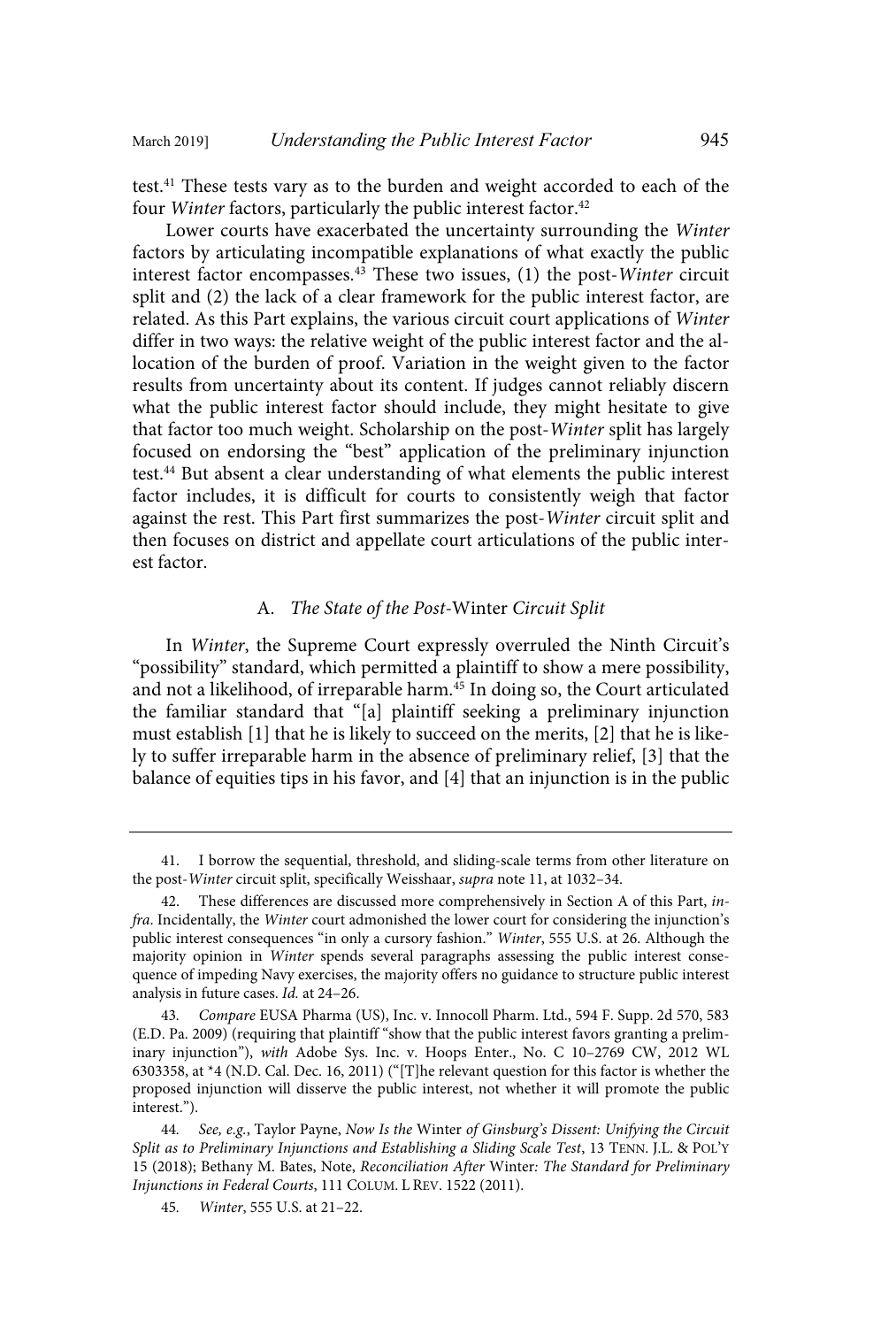test.[41] These tests vary as to the burden and weight accorded to each of the four *Winter* factors, particularly the public interest factor.[42]

Lower courts have exacerbated the uncertainty surrounding the *Winter* factors by articulating incompatible explanations of what exactly the public interest factor encompasses.[43] These two issues, (1) the post-*Winter* circuit split and (2) the lack of a clear framework for the public interest factor, are related. As this Part explains, the various circuit court applications of *Winter* differ in two ways: the relative weight of the public interest factor and the allocation of the burden of proof. Variation in the weight given to the factor results from uncertainty about its content. If judges cannot reliably discern what the public interest factor should include, they might hesitate to give that factor too much weight. Scholarship on the post-*Winter* split has largely focused on endorsing the "best" application of the preliminary injunction test.[44] But absent a clear understanding of what elements the public interest factor includes, it is difficult for courts to consistently weigh that factor against the rest. This Part first summarizes the post-*Winter* circuit split and then focuses on district and appellate court articulations of the public interest factor.

### A. *The State of the Post-*Winter *Circuit Split*

In *Winter*, the Supreme Court expressly overruled the Ninth Circuit's "possibility" standard, which permitted a plaintiff to show a mere possibility, and not a likelihood, of irreparable harm.[45] In doing so, the Court articulated the familiar standard that "[a] plaintiff seeking a preliminary injunction must establish [1] that he is likely to succeed on the merits, [2] that he is likely to suffer irreparable harm in the absence of preliminary relief, [3] that the balance of equities tips in his favor, and [4] that an injunction is in the public

---

41. I borrow the sequential, threshold, and sliding-scale terms from other literature on the post-*Winter* circuit split, specifically Weisshaar, *supra* note 11, at 1032–34.

42. These differences are discussed more comprehensively in Section A of this Part, *infra*. Incidentally, the *Winter* court admonished the lower court for considering the injunction's public interest consequences "in only a cursory fashion." *Winter*, 555 U.S. at 26. Although the majority opinion in *Winter* spends several paragraphs assessing the public interest consequence of impeding Navy exercises, the majority offers no guidance to structure public interest analysis in future cases. *Id.* at 24–26.

43. *Compare* EUSA Pharma (US), Inc. v. Innocoll Pharm. Ltd., 594 F. Supp. 2d 570, 583 (E.D. Pa. 2009) (requiring that plaintiff "show that the public interest favors granting a preliminary injunction"), *with* Adobe Sys. Inc. v. Hoops Enter., No. C 10–2769 CW, 2012 WL 6303358, at *4 (N.D. Cal. Dec. 16, 2011) ("[T]he relevant question for this factor is whether the proposed injunction will disserve the public interest, not whether it will promote the public interest.").

44. *See, e.g.*, Taylor Payne, *Now Is the* Winter *of Ginsburg's Dissent: Unifying the Circuit Split as to Preliminary Injunctions and Establishing a Sliding Scale Test*, 13 TENN. J.L. & POL'Y 15 (2018); Bethany M. Bates, Note, *Reconciliation After* Winter*: The Standard for Preliminary Injunctions in Federal Courts*, 111 COLUM. L REV. 1522 (2011).

45. *Winter*, 555 U.S. at 21–22.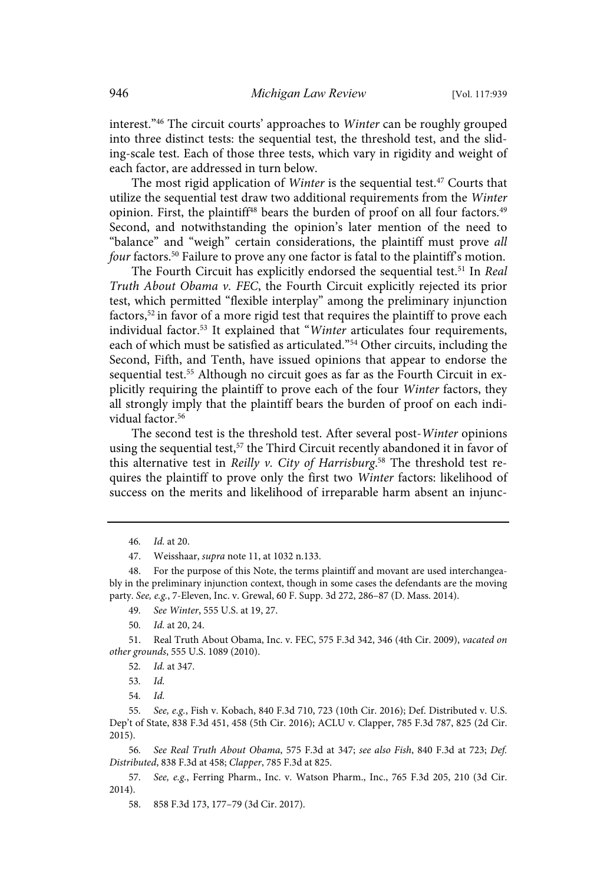interest."[46] The circuit courts' approaches to *Winter* can be roughly grouped into three distinct tests: the sequential test, the threshold test, and the sliding-scale test. Each of those three tests, which vary in rigidity and weight of each factor, are addressed in turn below.

The most rigid application of *Winter* is the sequential test.[47] Courts that utilize the sequential test draw two additional requirements from the *Winter* opinion. First, the plaintiff[48] bears the burden of proof on all four factors.[49] Second, and notwithstanding the opinion's later mention of the need to "balance" and "weigh" certain considerations, the plaintiff must prove *all four* factors.[50] Failure to prove any one factor is fatal to the plaintiff's motion.

The Fourth Circuit has explicitly endorsed the sequential test.[51] In *Real Truth About Obama v. FEC*, the Fourth Circuit explicitly rejected its prior test, which permitted "flexible interplay" among the preliminary injunction factors,[52] in favor of a more rigid test that requires the plaintiff to prove each individual factor.[53] It explained that "*Winter* articulates four requirements, each of which must be satisfied as articulated."[54] Other circuits, including the Second, Fifth, and Tenth, have issued opinions that appear to endorse the sequential test.[55] Although no circuit goes as far as the Fourth Circuit in explicitly requiring the plaintiff to prove each of the four *Winter* factors, they all strongly imply that the plaintiff bears the burden of proof on each individual factor.[56]

The second test is the threshold test. After several post-*Winter* opinions using the sequential test,[57] the Third Circuit recently abandoned it in favor of this alternative test in *Reilly v. City of Harrisburg*.[58] The threshold test requires the plaintiff to prove only the first two *Winter* factors: likelihood of success on the merits and likelihood of irreparable harm absent an injunc-

---

46. *Id.* at 20.

47. Weisshaar, *supra* note 11, at 1032 n.133.

48. For the purpose of this Note, the terms plaintiff and movant are used interchangeably in the preliminary injunction context, though in some cases the defendants are the moving party. *See, e.g.*, 7-Eleven, Inc. v. Grewal, 60 F. Supp. 3d 272, 286–87 (D. Mass. 2014).

49. *See Winter*, 555 U.S. at 19, 27.

50. *Id.* at 20, 24.

51. Real Truth About Obama, Inc. v. FEC, 575 F.3d 342, 346 (4th Cir. 2009), *vacated on other grounds*, 555 U.S. 1089 (2010).

52. *Id.* at 347.

53. *Id.*

54. *Id.*

55. *See, e.g.*, Fish v. Kobach, 840 F.3d 710, 723 (10th Cir. 2016); Def. Distributed v. U.S. Dep't of State, 838 F.3d 451, 458 (5th Cir. 2016); ACLU v. Clapper, 785 F.3d 787, 825 (2d Cir. 2015).

56. *See Real Truth About Obama*, 575 F.3d at 347; *see also Fish*, 840 F.3d at 723; *Def. Distributed*, 838 F.3d at 458; *Clapper*, 785 F.3d at 825.

57. *See, e.g.*, Ferring Pharm., Inc. v. Watson Pharm., Inc., 765 F.3d 205, 210 (3d Cir. 2014).

58. 858 F.3d 173, 177–79 (3d Cir. 2017).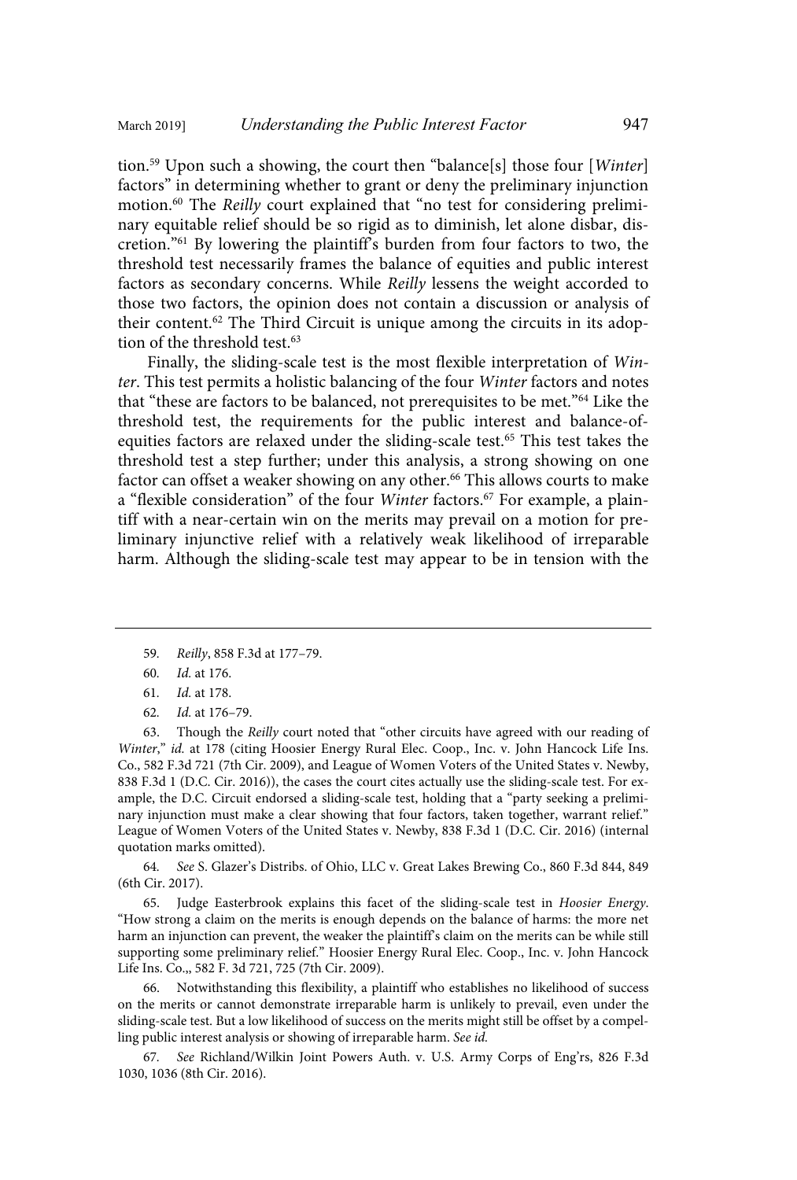tion.[59] Upon such a showing, the court then "balance[s] those four [*Winter*] factors" in determining whether to grant or deny the preliminary injunction motion.[60] The *Reilly* court explained that "no test for considering preliminary equitable relief should be so rigid as to diminish, let alone disbar, discretion."[61] By lowering the plaintiff's burden from four factors to two, the threshold test necessarily frames the balance of equities and public interest factors as secondary concerns. While *Reilly* lessens the weight accorded to those two factors, the opinion does not contain a discussion or analysis of their content.[62] The Third Circuit is unique among the circuits in its adoption of the threshold test.[63]

Finally, the sliding-scale test is the most flexible interpretation of *Winter*. This test permits a holistic balancing of the four *Winter* factors and notes that "these are factors to be balanced, not prerequisites to be met."[64] Like the threshold test, the requirements for the public interest and balance-of-equities factors are relaxed under the sliding-scale test.[65] This test takes the threshold test a step further; under this analysis, a strong showing on one factor can offset a weaker showing on any other.[66] This allows courts to make a "flexible consideration" of the four *Winter* factors.[67] For example, a plaintiff with a near-certain win on the merits may prevail on a motion for preliminary injunctive relief with a relatively weak likelihood of irreparable harm. Although the sliding-scale test may appear to be in tension with the

---

59. *Reilly*, 858 F.3d at 177–79.

60. *Id.* at 176.

61. *Id.* at 178.

62. *Id.* at 176–79.

63. Though the *Reilly* court noted that "other circuits have agreed with our reading of *Winter*," *id.* at 178 (citing Hoosier Energy Rural Elec. Coop., Inc. v. John Hancock Life Ins. Co., 582 F.3d 721 (7th Cir. 2009), and League of Women Voters of the United States v. Newby, 838 F.3d 1 (D.C. Cir. 2016)), the cases the court cites actually use the sliding-scale test. For example, the D.C. Circuit endorsed a sliding-scale test, holding that a "party seeking a preliminary injunction must make a clear showing that four factors, taken together, warrant relief." League of Women Voters of the United States v. Newby, 838 F.3d 1 (D.C. Cir. 2016) (internal quotation marks omitted).

64. *See* S. Glazer's Distribs. of Ohio, LLC v. Great Lakes Brewing Co., 860 F.3d 844, 849 (6th Cir. 2017).

65. Judge Easterbrook explains this facet of the sliding-scale test in *Hoosier Energy*. "How strong a claim on the merits is enough depends on the balance of harms: the more net harm an injunction can prevent, the weaker the plaintiff's claim on the merits can be while still supporting some preliminary relief." Hoosier Energy Rural Elec. Coop., Inc. v. John Hancock Life Ins. Co.,, 582 F. 3d 721, 725 (7th Cir. 2009).

66. Notwithstanding this flexibility, a plaintiff who establishes no likelihood of success on the merits or cannot demonstrate irreparable harm is unlikely to prevail, even under the sliding-scale test. But a low likelihood of success on the merits might still be offset by a compelling public interest analysis or showing of irreparable harm. *See id.*

67. *See* Richland/Wilkin Joint Powers Auth. v. U.S. Army Corps of Eng'rs, 826 F.3d 1030, 1036 (8th Cir. 2016).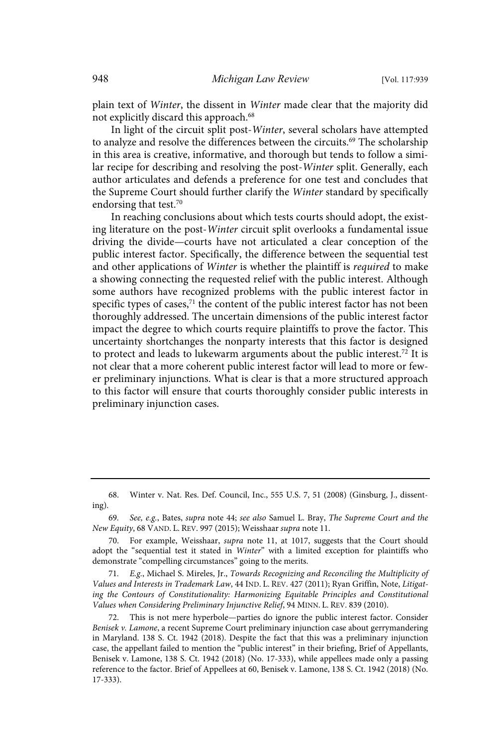plain text of *Winter*, the dissent in *Winter* made clear that the majority did not explicitly discard this approach.[68]

In light of the circuit split post-*Winter*, several scholars have attempted to analyze and resolve the differences between the circuits.[69] The scholarship in this area is creative, informative, and thorough but tends to follow a similar recipe for describing and resolving the post-*Winter* split. Generally, each author articulates and defends a preference for one test and concludes that the Supreme Court should further clarify the *Winter* standard by specifically endorsing that test.[70]

In reaching conclusions about which tests courts should adopt, the existing literature on the post-*Winter* circuit split overlooks a fundamental issue driving the divide—courts have not articulated a clear conception of the public interest factor. Specifically, the difference between the sequential test and other applications of *Winter* is whether the plaintiff is *required* to make a showing connecting the requested relief with the public interest. Although some authors have recognized problems with the public interest factor in specific types of cases,[71] the content of the public interest factor has not been thoroughly addressed. The uncertain dimensions of the public interest factor impact the degree to which courts require plaintiffs to prove the factor. This uncertainty shortchanges the nonparty interests that this factor is designed to protect and leads to lukewarm arguments about the public interest.[72] It is not clear that a more coherent public interest factor will lead to more or fewer preliminary injunctions. What is clear is that a more structured approach to this factor will ensure that courts thoroughly consider public interests in preliminary injunction cases.

---

68. Winter v. Nat. Res. Def. Council, Inc., 555 U.S. 7, 51 (2008) (Ginsburg, J., dissenting).

69. *See, e.g.*, Bates, *supra* note 44; *see also* Samuel L. Bray, *The Supreme Court and the New Equity*, 68 VAND. L. REV. 997 (2015); Weisshaar *supra* note 11.

70. For example, Weisshaar, *supra* note 11, at 1017, suggests that the Court should adopt the "sequential test it stated in *Winter*" with a limited exception for plaintiffs who demonstrate "compelling circumstances" going to the merits.

71. *E.g.*, Michael S. Mireles, Jr., *Towards Recognizing and Reconciling the Multiplicity of Values and Interests in Trademark Law*, 44 IND. L. REV. 427 (2011); Ryan Griffin, Note, *Litigating the Contours of Constitutionality: Harmonizing Equitable Principles and Constitutional Values when Considering Preliminary Injunctive Relief*, 94 MINN. L. REV. 839 (2010).

72. This is not mere hyperbole—parties do ignore the public interest factor. Consider *Benisek v. Lamone*, a recent Supreme Court preliminary injunction case about gerrymandering in Maryland. 138 S. Ct. 1942 (2018). Despite the fact that this was a preliminary injunction case, the appellant failed to mention the "public interest" in their briefing, Brief of Appellants, Benisek v. Lamone, 138 S. Ct. 1942 (2018) (No. 17-333), while appellees made only a passing reference to the factor. Brief of Appellees at 60, Benisek v. Lamone, 138 S. Ct. 1942 (2018) (No. 17-333).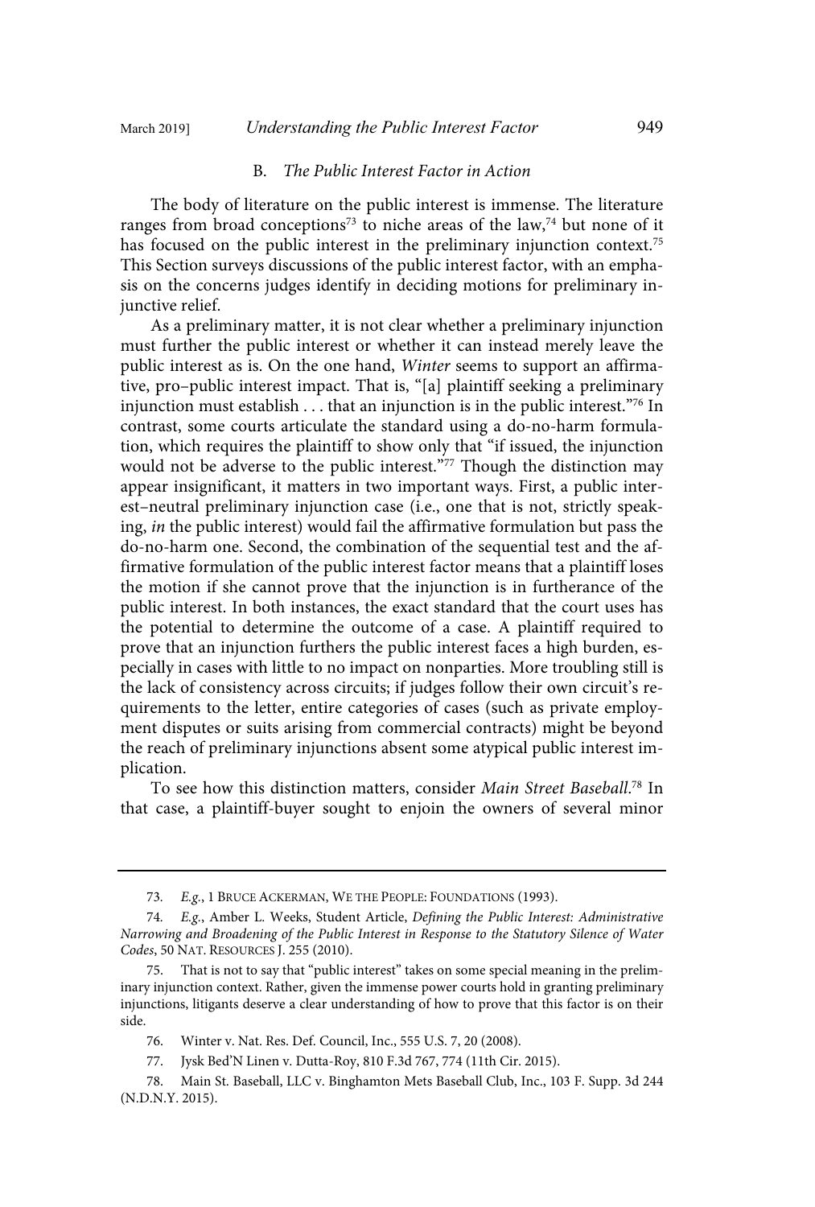### B. *The Public Interest Factor in Action*

The body of literature on the public interest is immense. The literature ranges from broad conceptions[73] to niche areas of the law,[74] but none of it has focused on the public interest in the preliminary injunction context.[75] This Section surveys discussions of the public interest factor, with an emphasis on the concerns judges identify in deciding motions for preliminary injunctive relief.

As a preliminary matter, it is not clear whether a preliminary injunction must further the public interest or whether it can instead merely leave the public interest as is. On the one hand, *Winter* seems to support an affirmative, pro–public interest impact. That is, "[a] plaintiff seeking a preliminary injunction must establish . . . that an injunction is in the public interest."[76] In contrast, some courts articulate the standard using a do-no-harm formulation, which requires the plaintiff to show only that "if issued, the injunction would not be adverse to the public interest."[77] Though the distinction may appear insignificant, it matters in two important ways. First, a public interest–neutral preliminary injunction case (i.e., one that is not, strictly speaking, *in* the public interest) would fail the affirmative formulation but pass the do-no-harm one. Second, the combination of the sequential test and the affirmative formulation of the public interest factor means that a plaintiff loses the motion if she cannot prove that the injunction is in furtherance of the public interest. In both instances, the exact standard that the court uses has the potential to determine the outcome of a case. A plaintiff required to prove that an injunction furthers the public interest faces a high burden, especially in cases with little to no impact on nonparties. More troubling still is the lack of consistency across circuits; if judges follow their own circuit's requirements to the letter, entire categories of cases (such as private employment disputes or suits arising from commercial contracts) might be beyond the reach of preliminary injunctions absent some atypical public interest implication.

To see how this distinction matters, consider *Main Street Baseball*.[78] In that case, a plaintiff-buyer sought to enjoin the owners of several minor

---

73. *E.g.*, 1 Bruce Ackerman, We the People: Foundations (1993).

74. *E.g.*, Amber L. Weeks, Student Article, *Defining the Public Interest: Administrative Narrowing and Broadening of the Public Interest in Response to the Statutory Silence of Water Codes*, 50 Nat. Resources J. 255 (2010).

75. That is not to say that "public interest" takes on some special meaning in the preliminary injunction context. Rather, given the immense power courts hold in granting preliminary injunctions, litigants deserve a clear understanding of how to prove that this factor is on their side.

76. Winter v. Nat. Res. Def. Council, Inc., 555 U.S. 7, 20 (2008).

77. Jysk Bed'N Linen v. Dutta-Roy, 810 F.3d 767, 774 (11th Cir. 2015).

78. Main St. Baseball, LLC v. Binghamton Mets Baseball Club, Inc., 103 F. Supp. 3d 244 (N.D.N.Y. 2015).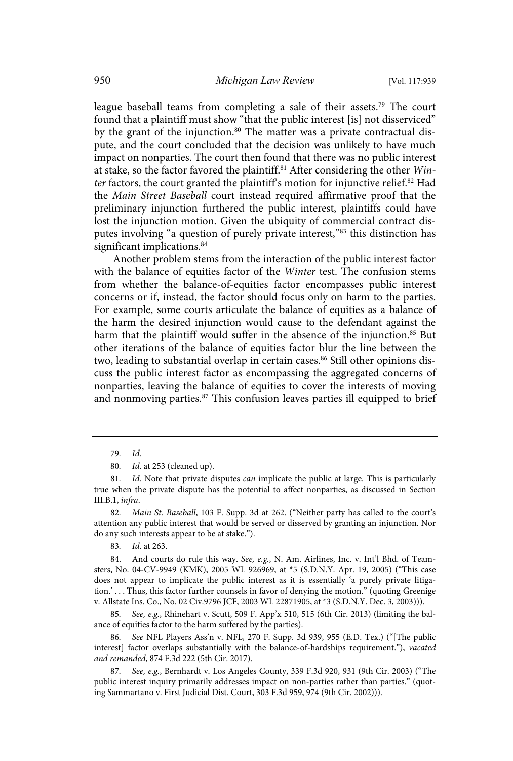league baseball teams from completing a sale of their assets.[79] The court found that a plaintiff must show "that the public interest [is] not disserviced" by the grant of the injunction.[80] The matter was a private contractual dispute, and the court concluded that the decision was unlikely to have much impact on nonparties. The court then found that there was no public interest at stake, so the factor favored the plaintiff.[81] After considering the other *Winter* factors, the court granted the plaintiff's motion for injunctive relief.[82] Had the *Main Street Baseball* court instead required affirmative proof that the preliminary injunction furthered the public interest, plaintiffs could have lost the injunction motion. Given the ubiquity of commercial contract disputes involving "a question of purely private interest,"[83] this distinction has significant implications.[84]

Another problem stems from the interaction of the public interest factor with the balance of equities factor of the *Winter* test. The confusion stems from whether the balance-of-equities factor encompasses public interest concerns or if, instead, the factor should focus only on harm to the parties. For example, some courts articulate the balance of equities as a balance of the harm the desired injunction would cause to the defendant against the harm that the plaintiff would suffer in the absence of the injunction.[85] But other iterations of the balance of equities factor blur the line between the two, leading to substantial overlap in certain cases.[86] Still other opinions discuss the public interest factor as encompassing the aggregated concerns of nonparties, leaving the balance of equities to cover the interests of moving and nonmoving parties.[87] This confusion leaves parties ill equipped to brief

---

79. *Id.*

80. *Id.* at 253 (cleaned up).

81. *Id.* Note that private disputes *can* implicate the public at large. This is particularly true when the private dispute has the potential to affect nonparties, as discussed in Section III.B.1, *infra*.

82. *Main St. Baseball*, 103 F. Supp. 3d at 262. ("Neither party has called to the court's attention any public interest that would be served or disserved by granting an injunction. Nor do any such interests appear to be at stake.").

83. *Id.* at 263.

84. And courts do rule this way. *See, e.g.*, N. Am. Airlines, Inc. v. Int'l Bhd. of Teamsters, No. 04-CV-9949 (KMK), 2005 WL 926969, at *5 (S.D.N.Y. Apr. 19, 2005) ("This case does not appear to implicate the public interest as it is essentially 'a purely private litigation.' . . . Thus, this factor further counsels in favor of denying the motion." (quoting Greenige v. Allstate Ins. Co., No. 02 Civ.9796 JCF, 2003 WL 22871905, at *3 (S.D.N.Y. Dec. 3, 2003))).

85. *See, e.g.*, Rhinehart v. Scutt, 509 F. App'x 510, 515 (6th Cir. 2013) (limiting the balance of equities factor to the harm suffered by the parties).

86. *See* NFL Players Ass'n v. NFL, 270 F. Supp. 3d 939, 955 (E.D. Tex.) ("[The public interest] factor overlaps substantially with the balance-of-hardships requirement."), *vacated and remanded*, 874 F.3d 222 (5th Cir. 2017).

87. *See, e.g.*, Bernhardt v. Los Angeles County, 339 F.3d 920, 931 (9th Cir. 2003) ("The public interest inquiry primarily addresses impact on non-parties rather than parties." (quoting Sammartano v. First Judicial Dist. Court, 303 F.3d 959, 974 (9th Cir. 2002))).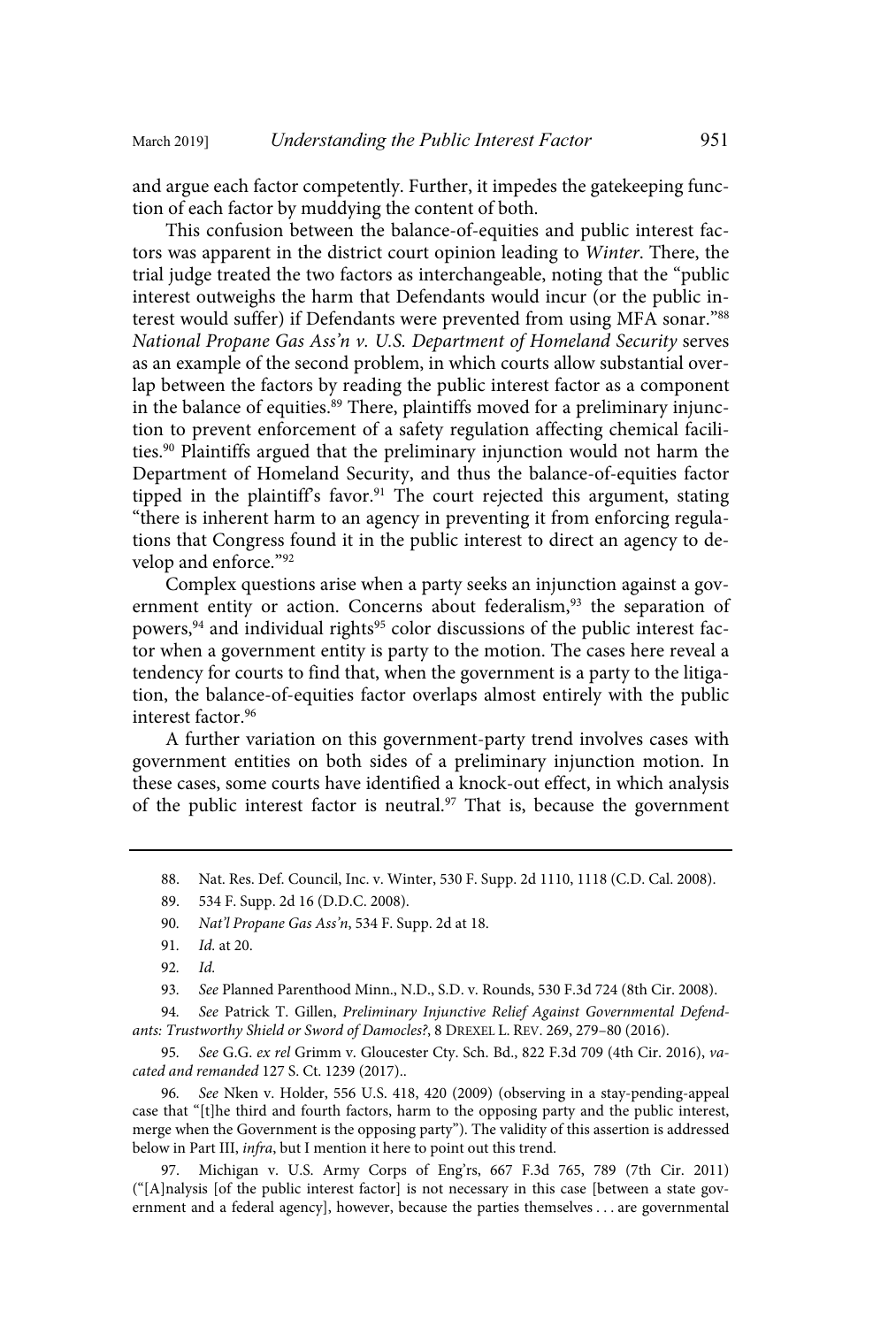and argue each factor competently. Further, it impedes the gatekeeping function of each factor by muddying the content of both.

This confusion between the balance-of-equities and public interest factors was apparent in the district court opinion leading to *Winter*. There, the trial judge treated the two factors as interchangeable, noting that the "public interest outweighs the harm that Defendants would incur (or the public interest would suffer) if Defendants were prevented from using MFA sonar."[88] *National Propane Gas Ass'n v. U.S. Department of Homeland Security* serves as an example of the second problem, in which courts allow substantial overlap between the factors by reading the public interest factor as a component in the balance of equities.[89] There, plaintiffs moved for a preliminary injunction to prevent enforcement of a safety regulation affecting chemical facilities.[90] Plaintiffs argued that the preliminary injunction would not harm the Department of Homeland Security, and thus the balance-of-equities factor tipped in the plaintiff's favor.[91] The court rejected this argument, stating "there is inherent harm to an agency in preventing it from enforcing regulations that Congress found it in the public interest to direct an agency to develop and enforce."[92]

Complex questions arise when a party seeks an injunction against a government entity or action. Concerns about federalism,[93] the separation of powers,[94] and individual rights[95] color discussions of the public interest factor when a government entity is party to the motion. The cases here reveal a tendency for courts to find that, when the government is a party to the litigation, the balance-of-equities factor overlaps almost entirely with the public interest factor.[96]

A further variation on this government-party trend involves cases with government entities on both sides of a preliminary injunction motion. In these cases, some courts have identified a knock-out effect, in which analysis of the public interest factor is neutral.[97] That is, because the government

---

88. Nat. Res. Def. Council, Inc. v. Winter, 530 F. Supp. 2d 1110, 1118 (C.D. Cal. 2008).

89. 534 F. Supp. 2d 16 (D.D.C. 2008).

90. *Nat'l Propane Gas Ass'n*, 534 F. Supp. 2d at 18.

91. *Id.* at 20.

92. *Id.*

93. *See* Planned Parenthood Minn., N.D., S.D. v. Rounds, 530 F.3d 724 (8th Cir. 2008).

94. *See* Patrick T. Gillen, *Preliminary Injunctive Relief Against Governmental Defendants: Trustworthy Shield or Sword of Damocles?*, 8 DREXEL L. REV. 269, 279–80 (2016).

95. *See* G.G. *ex rel* Grimm v. Gloucester Cty. Sch. Bd., 822 F.3d 709 (4th Cir. 2016), *vacated and remanded* 127 S. Ct. 1239 (2017)..

96. *See* Nken v. Holder, 556 U.S. 418, 420 (2009) (observing in a stay-pending-appeal case that "[t]he third and fourth factors, harm to the opposing party and the public interest, merge when the Government is the opposing party"). The validity of this assertion is addressed below in Part III, *infra*, but I mention it here to point out this trend.

97. Michigan v. U.S. Army Corps of Eng'rs, 667 F.3d 765, 789 (7th Cir. 2011) ("[A]nalysis [of the public interest factor] is not necessary in this case [between a state government and a federal agency], however, because the parties themselves . . . are governmental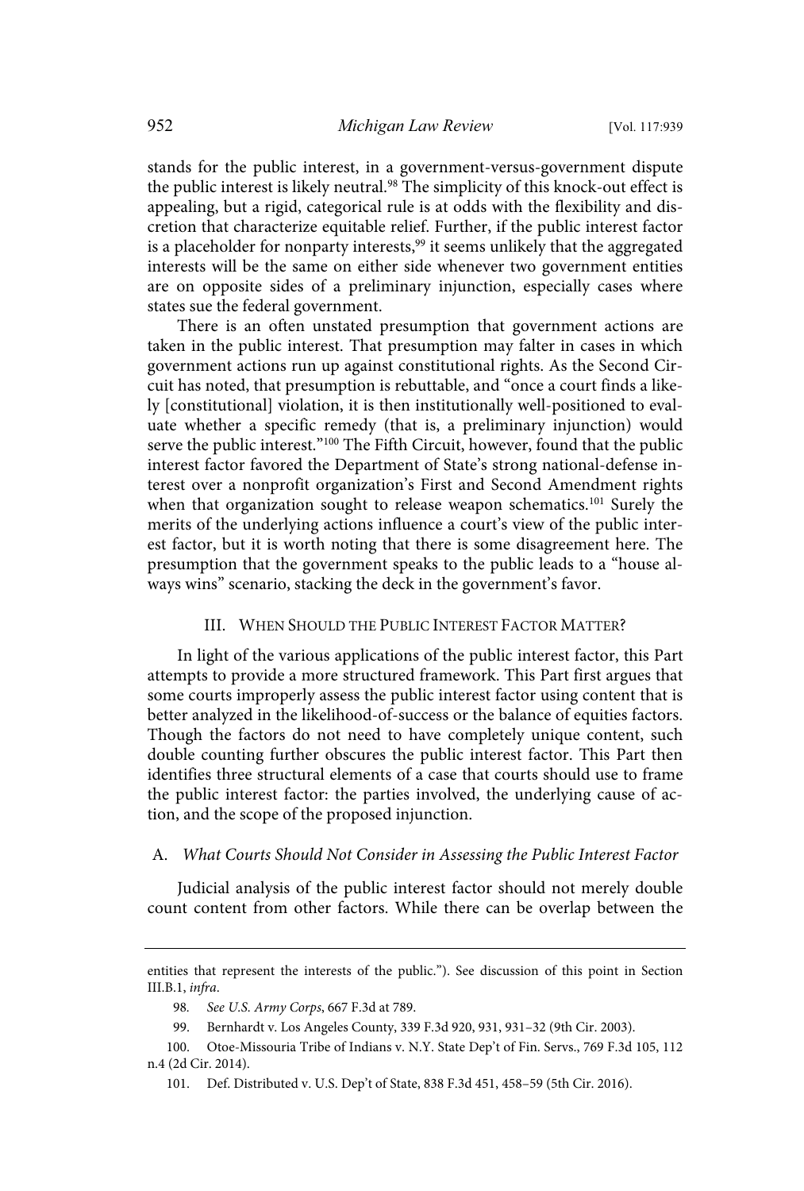stands for the public interest, in a government-versus-government dispute the public interest is likely neutral.[98] The simplicity of this knock-out effect is appealing, but a rigid, categorical rule is at odds with the flexibility and discretion that characterize equitable relief. Further, if the public interest factor is a placeholder for nonparty interests,[99] it seems unlikely that the aggregated interests will be the same on either side whenever two government entities are on opposite sides of a preliminary injunction, especially cases where states sue the federal government.

There is an often unstated presumption that government actions are taken in the public interest. That presumption may falter in cases in which government actions run up against constitutional rights. As the Second Circuit has noted, that presumption is rebuttable, and "once a court finds a likely [constitutional] violation, it is then institutionally well-positioned to evaluate whether a specific remedy (that is, a preliminary injunction) would serve the public interest."[100] The Fifth Circuit, however, found that the public interest factor favored the Department of State's strong national-defense interest over a nonprofit organization's First and Second Amendment rights when that organization sought to release weapon schematics.[101] Surely the merits of the underlying actions influence a court's view of the public interest factor, but it is worth noting that there is some disagreement here. The presumption that the government speaks to the public leads to a "house always wins" scenario, stacking the deck in the government's favor.

## III. When Should the Public Interest Factor Matter?

In light of the various applications of the public interest factor, this Part attempts to provide a more structured framework. This Part first argues that some courts improperly assess the public interest factor using content that is better analyzed in the likelihood-of-success or the balance of equities factors. Though the factors do not need to have completely unique content, such double counting further obscures the public interest factor. This Part then identifies three structural elements of a case that courts should use to frame the public interest factor: the parties involved, the underlying cause of action, and the scope of the proposed injunction.

### A. *What Courts Should Not Consider in Assessing the Public Interest Factor*

Judicial analysis of the public interest factor should not merely double count content from other factors. While there can be overlap between the

---

entities that represent the interests of the public."). See discussion of this point in Section III.B.1, *infra*.

98. *See U.S. Army Corps*, 667 F.3d at 789.

99. Bernhardt v. Los Angeles County, 339 F.3d 920, 931, 931–32 (9th Cir. 2003).

100. Otoe-Missouria Tribe of Indians v. N.Y. State Dep't of Fin. Servs., 769 F.3d 105, 112 n.4 (2d Cir. 2014).

101. Def. Distributed v. U.S. Dep't of State, 838 F.3d 451, 458–59 (5th Cir. 2016).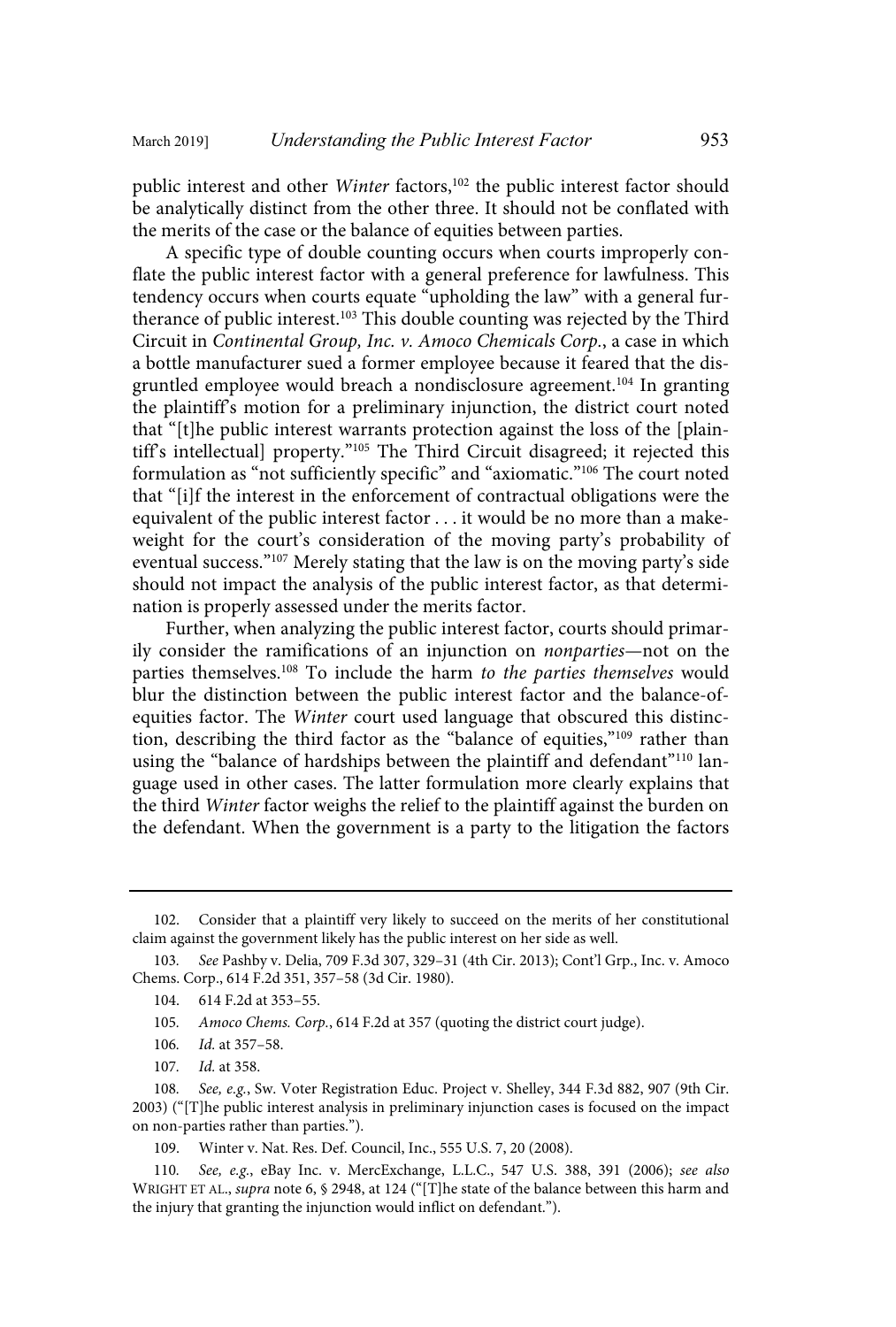public interest and other *Winter* factors,[102] the public interest factor should be analytically distinct from the other three. It should not be conflated with the merits of the case or the balance of equities between parties.

A specific type of double counting occurs when courts improperly conflate the public interest factor with a general preference for lawfulness. This tendency occurs when courts equate "upholding the law" with a general furtherance of public interest.[103] This double counting was rejected by the Third Circuit in *Continental Group, Inc. v. Amoco Chemicals Corp.*, a case in which a bottle manufacturer sued a former employee because it feared that the disgruntled employee would breach a nondisclosure agreement.[104] In granting the plaintiff's motion for a preliminary injunction, the district court noted that "[t]he public interest warrants protection against the loss of the [plaintiff's intellectual] property."[105] The Third Circuit disagreed; it rejected this formulation as "not sufficiently specific" and "axiomatic."[106] The court noted that "[i]f the interest in the enforcement of contractual obligations were the equivalent of the public interest factor . . . it would be no more than a makeweight for the court's consideration of the moving party's probability of eventual success."[107] Merely stating that the law is on the moving party's side should not impact the analysis of the public interest factor, as that determination is properly assessed under the merits factor.

Further, when analyzing the public interest factor, courts should primarily consider the ramifications of an injunction on *nonparties*—not on the parties themselves.[108] To include the harm *to the parties themselves* would blur the distinction between the public interest factor and the balance-of-equities factor. The *Winter* court used language that obscured this distinction, describing the third factor as the "balance of equities,"[109] rather than using the "balance of hardships between the plaintiff and defendant"[110] language used in other cases. The latter formulation more clearly explains that the third *Winter* factor weighs the relief to the plaintiff against the burden on the defendant. When the government is a party to the litigation the factors

---

102. Consider that a plaintiff very likely to succeed on the merits of her constitutional claim against the government likely has the public interest on her side as well.

103. *See* Pashby v. Delia, 709 F.3d 307, 329–31 (4th Cir. 2013); Cont'l Grp., Inc. v. Amoco Chems. Corp., 614 F.2d 351, 357–58 (3d Cir. 1980).

104. 614 F.2d at 353–55.

105. *Amoco Chems. Corp.*, 614 F.2d at 357 (quoting the district court judge).

106. *Id.* at 357–58.

107. *Id.* at 358.

108. *See, e.g.*, Sw. Voter Registration Educ. Project v. Shelley, 344 F.3d 882, 907 (9th Cir. 2003) ("[T]he public interest analysis in preliminary injunction cases is focused on the impact on non-parties rather than parties.").

109. Winter v. Nat. Res. Def. Council, Inc., 555 U.S. 7, 20 (2008).

110. *See, e.g.*, eBay Inc. v. MercExchange, L.L.C., 547 U.S. 388, 391 (2006); *see also* WRIGHT ET AL., *supra* note 6, § 2948, at 124 ("[T]he state of the balance between this harm and the injury that granting the injunction would inflict on defendant.").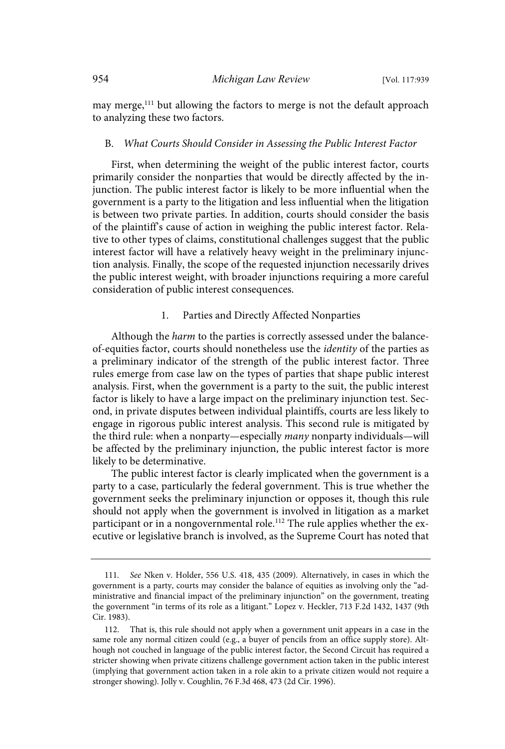may merge,[111] but allowing the factors to merge is not the default approach to analyzing these two factors.

### B. *What Courts Should Consider in Assessing the Public Interest Factor*

First, when determining the weight of the public interest factor, courts primarily consider the nonparties that would be directly affected by the injunction. The public interest factor is likely to be more influential when the government is a party to the litigation and less influential when the litigation is between two private parties. In addition, courts should consider the basis of the plaintiff's cause of action in weighing the public interest factor. Relative to other types of claims, constitutional challenges suggest that the public interest factor will have a relatively heavy weight in the preliminary injunction analysis. Finally, the scope of the requested injunction necessarily drives the public interest weight, with broader injunctions requiring a more careful consideration of public interest consequences.

#### 1. Parties and Directly Affected Nonparties

Although the *harm* to the parties is correctly assessed under the balance-of-equities factor, courts should nonetheless use the *identity* of the parties as a preliminary indicator of the strength of the public interest factor. Three rules emerge from case law on the types of parties that shape public interest analysis. First, when the government is a party to the suit, the public interest factor is likely to have a large impact on the preliminary injunction test. Second, in private disputes between individual plaintiffs, courts are less likely to engage in rigorous public interest analysis. This second rule is mitigated by the third rule: when a nonparty—especially *many* nonparty individuals—will be affected by the preliminary injunction, the public interest factor is more likely to be determinative.

The public interest factor is clearly implicated when the government is a party to a case, particularly the federal government. This is true whether the government seeks the preliminary injunction or opposes it, though this rule should not apply when the government is involved in litigation as a market participant or in a nongovernmental role.[112] The rule applies whether the executive or legislative branch is involved, as the Supreme Court has noted that

---

111. *See* Nken v. Holder, 556 U.S. 418, 435 (2009). Alternatively, in cases in which the government is a party, courts may consider the balance of equities as involving only the "administrative and financial impact of the preliminary injunction" on the government, treating the government "in terms of its role as a litigant." Lopez v. Heckler, 713 F.2d 1432, 1437 (9th Cir. 1983).

112. That is, this rule should not apply when a government unit appears in a case in the same role any normal citizen could (e.g., a buyer of pencils from an office supply store). Although not couched in language of the public interest factor, the Second Circuit has required a stricter showing when private citizens challenge government action taken in the public interest (implying that government action taken in a role akin to a private citizen would not require a stronger showing). Jolly v. Coughlin, 76 F.3d 468, 473 (2d Cir. 1996).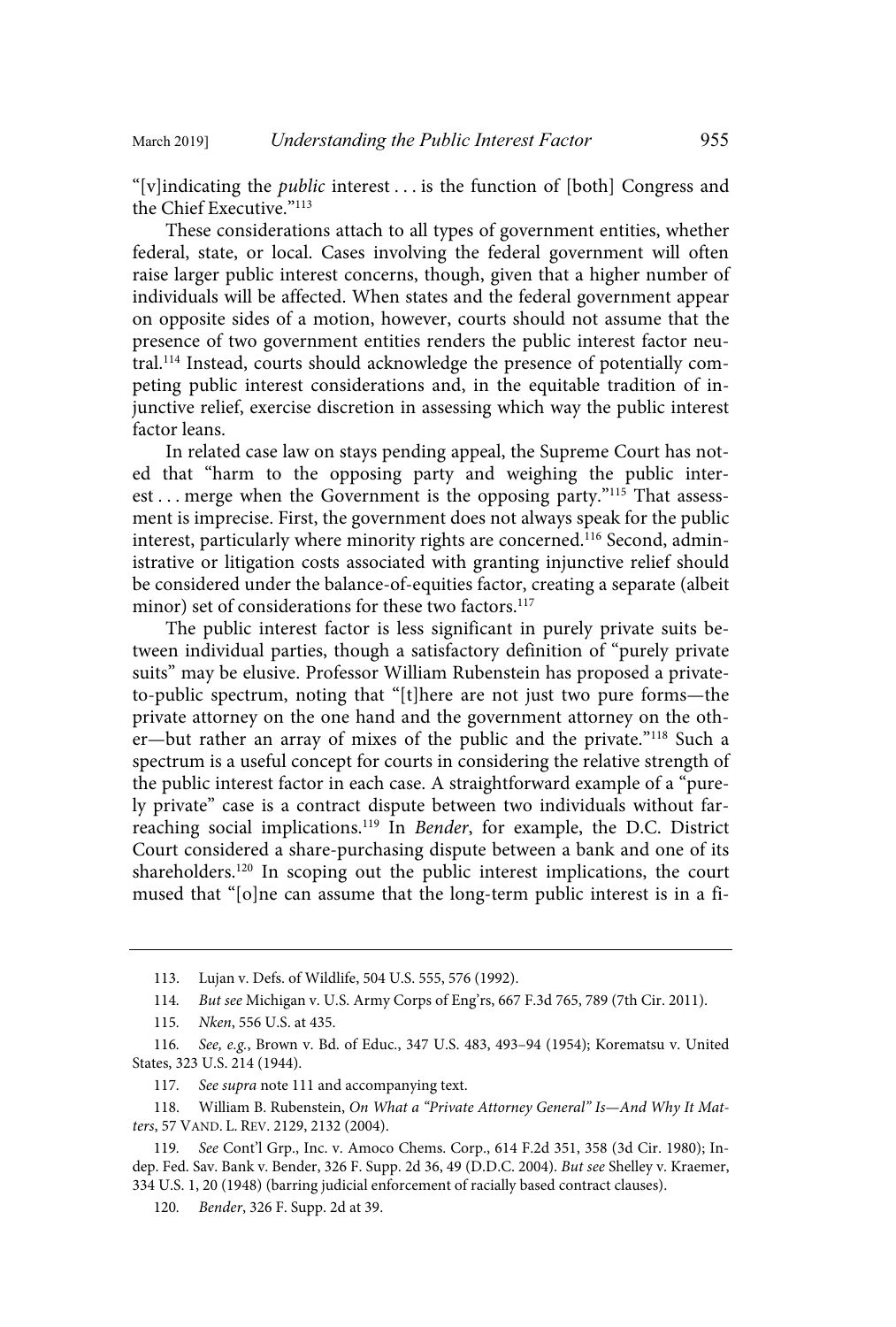"[v]indicating the *public* interest . . . is the function of [both] Congress and the Chief Executive."[113]

These considerations attach to all types of government entities, whether federal, state, or local. Cases involving the federal government will often raise larger public interest concerns, though, given that a higher number of individuals will be affected. When states and the federal government appear on opposite sides of a motion, however, courts should not assume that the presence of two government entities renders the public interest factor neutral.[114] Instead, courts should acknowledge the presence of potentially competing public interest considerations and, in the equitable tradition of injunctive relief, exercise discretion in assessing which way the public interest factor leans.

In related case law on stays pending appeal, the Supreme Court has noted that "harm to the opposing party and weighing the public interest . . . merge when the Government is the opposing party."[115] That assessment is imprecise. First, the government does not always speak for the public interest, particularly where minority rights are concerned.[116] Second, administrative or litigation costs associated with granting injunctive relief should be considered under the balance-of-equities factor, creating a separate (albeit minor) set of considerations for these two factors.[117]

The public interest factor is less significant in purely private suits between individual parties, though a satisfactory definition of "purely private suits" may be elusive. Professor William Rubenstein has proposed a private-to-public spectrum, noting that "[t]here are not just two pure forms—the private attorney on the one hand and the government attorney on the other—but rather an array of mixes of the public and the private."[118] Such a spectrum is a useful concept for courts in considering the relative strength of the public interest factor in each case. A straightforward example of a "purely private" case is a contract dispute between two individuals without far-reaching social implications.[119] In *Bender*, for example, the D.C. District Court considered a share-purchasing dispute between a bank and one of its shareholders.[120] In scoping out the public interest implications, the court mused that "[o]ne can assume that the long-term public interest is in a fi-

---

113. Lujan v. Defs. of Wildlife, 504 U.S. 555, 576 (1992).

114. *But see* Michigan v. U.S. Army Corps of Eng'rs, 667 F.3d 765, 789 (7th Cir. 2011).

115. *Nken*, 556 U.S. at 435.

116. *See, e.g.*, Brown v. Bd. of Educ., 347 U.S. 483, 493–94 (1954); Korematsu v. United States, 323 U.S. 214 (1944).

117. *See supra* note 111 and accompanying text.

118. William B. Rubenstein, *On What a "Private Attorney General" Is—And Why It Matters*, 57 VAND. L. REV. 2129, 2132 (2004).

119. *See* Cont'l Grp., Inc. v. Amoco Chems. Corp., 614 F.2d 351, 358 (3d Cir. 1980); Indep. Fed. Sav. Bank v. Bender, 326 F. Supp. 2d 36, 49 (D.D.C. 2004). *But see* Shelley v. Kraemer, 334 U.S. 1, 20 (1948) (barring judicial enforcement of racially based contract clauses).

120. *Bender*, 326 F. Supp. 2d at 39.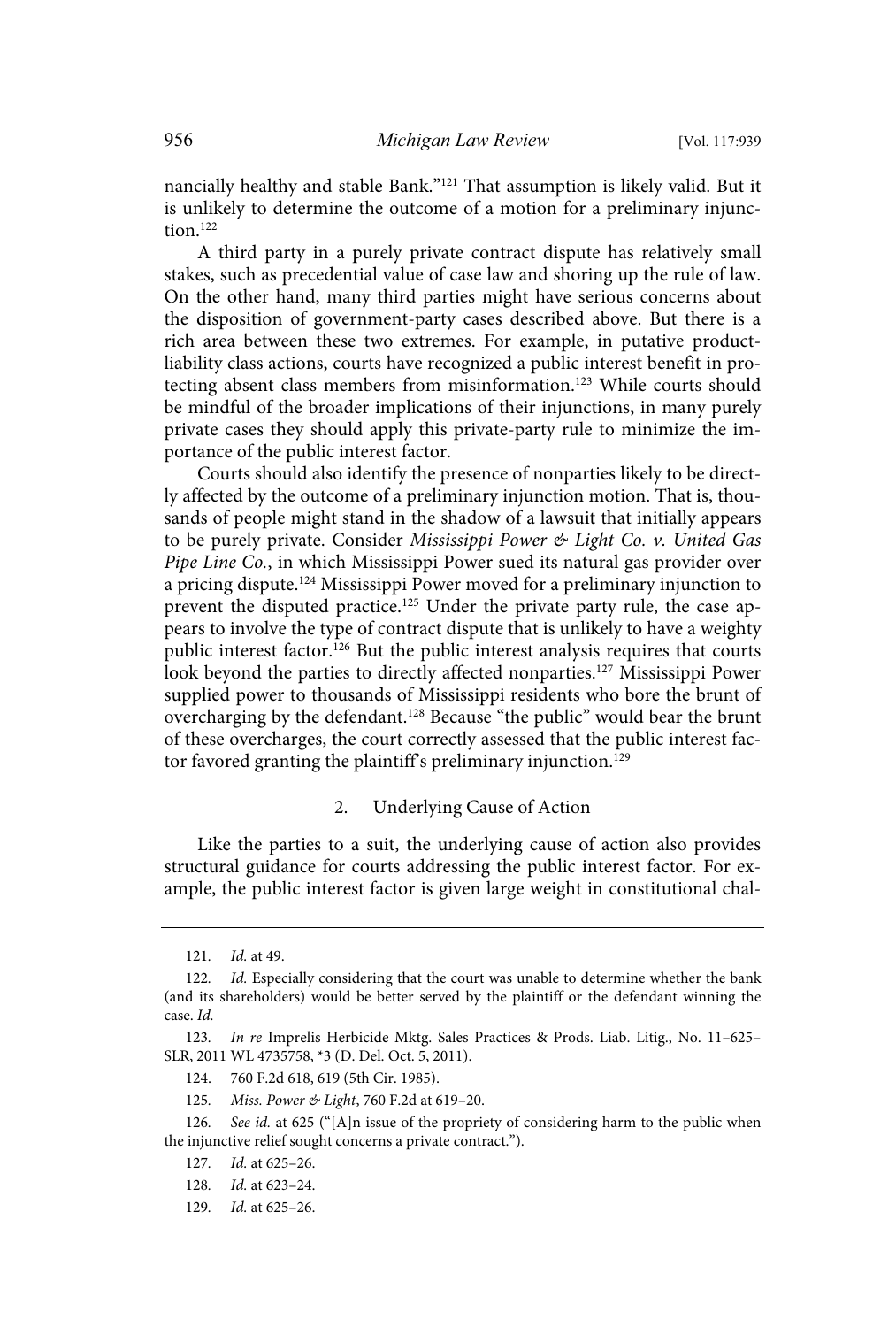nancially healthy and stable Bank."[121] That assumption is likely valid. But it is unlikely to determine the outcome of a motion for a preliminary injunction.[122]

A third party in a purely private contract dispute has relatively small stakes, such as precedential value of case law and shoring up the rule of law. On the other hand, many third parties might have serious concerns about the disposition of government-party cases described above. But there is a rich area between these two extremes. For example, in putative product-liability class actions, courts have recognized a public interest benefit in protecting absent class members from misinformation.[123] While courts should be mindful of the broader implications of their injunctions, in many purely private cases they should apply this private-party rule to minimize the importance of the public interest factor.

Courts should also identify the presence of nonparties likely to be directly affected by the outcome of a preliminary injunction motion. That is, thousands of people might stand in the shadow of a lawsuit that initially appears to be purely private. Consider *Mississippi Power & Light Co. v. United Gas Pipe Line Co.*, in which Mississippi Power sued its natural gas provider over a pricing dispute.[124] Mississippi Power moved for a preliminary injunction to prevent the disputed practice.[125] Under the private party rule, the case appears to involve the type of contract dispute that is unlikely to have a weighty public interest factor.[126] But the public interest analysis requires that courts look beyond the parties to directly affected nonparties.[127] Mississippi Power supplied power to thousands of Mississippi residents who bore the brunt of overcharging by the defendant.[128] Because "the public" would bear the brunt of these overcharges, the court correctly assessed that the public interest factor favored granting the plaintiff's preliminary injunction.[129]

### 2. Underlying Cause of Action

Like the parties to a suit, the underlying cause of action also provides structural guidance for courts addressing the public interest factor. For example, the public interest factor is given large weight in constitutional chal-

---

121. *Id.* at 49.

122. *Id.* Especially considering that the court was unable to determine whether the bank (and its shareholders) would be better served by the plaintiff or the defendant winning the case. *Id.*

123. *In re* Imprelis Herbicide Mktg. Sales Practices & Prods. Liab. Litig., No. 11–625–SLR, 2011 WL 4735758, *3 (D. Del. Oct. 5, 2011).

124. 760 F.2d 618, 619 (5th Cir. 1985).

125. *Miss. Power & Light*, 760 F.2d at 619–20.

126. *See id.* at 625 ("[A]n issue of the propriety of considering harm to the public when the injunctive relief sought concerns a private contract.").

127. *Id.* at 625–26.

128. *Id.* at 623–24.

129. *Id.* at 625–26.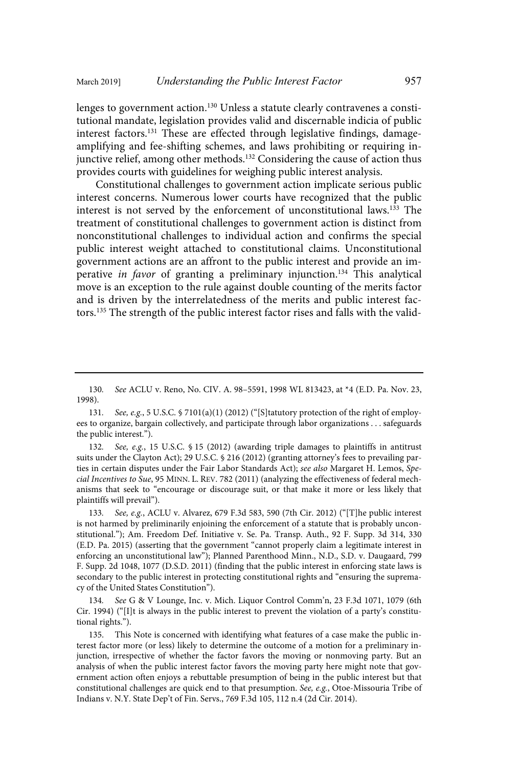lenges to government action.[130] Unless a statute clearly contravenes a constitutional mandate, legislation provides valid and discernable indicia of public interest factors.[131] These are effected through legislative findings, damage-amplifying and fee-shifting schemes, and laws prohibiting or requiring injunctive relief, among other methods.[132] Considering the cause of action thus provides courts with guidelines for weighing public interest analysis.

Constitutional challenges to government action implicate serious public interest concerns. Numerous lower courts have recognized that the public interest is not served by the enforcement of unconstitutional laws.[133] The treatment of constitutional challenges to government action is distinct from nonconstitutional challenges to individual action and confirms the special public interest weight attached to constitutional claims. Unconstitutional government actions are an affront to the public interest and provide an imperative *in favor* of granting a preliminary injunction.[134] This analytical move is an exception to the rule against double counting of the merits factor and is driven by the interrelatedness of the merits and public interest factors.[135] The strength of the public interest factor rises and falls with the valid-

---

130. *See* ACLU v. Reno, No. CIV. A. 98–5591, 1998 WL 813423, at *4 (E.D. Pa. Nov. 23, 1998).

131. *See, e.g.*, 5 U.S.C. § 7101(a)(1) (2012) ("[S]tatutory protection of the right of employees to organize, bargain collectively, and participate through labor organizations . . . safeguards the public interest.").

132. *See, e.g.*, 15 U.S.C. § 15 (2012) (awarding triple damages to plaintiffs in antitrust suits under the Clayton Act); 29 U.S.C. § 216 (2012) (granting attorney's fees to prevailing parties in certain disputes under the Fair Labor Standards Act); *see also* Margaret H. Lemos, *Special Incentives to Sue*, 95 MINN. L. REV. 782 (2011) (analyzing the effectiveness of federal mechanisms that seek to "encourage or discourage suit, or that make it more or less likely that plaintiffs will prevail").

133. *See, e.g.*, ACLU v. Alvarez, 679 F.3d 583, 590 (7th Cir. 2012) ("[T]he public interest is not harmed by preliminarily enjoining the enforcement of a statute that is probably unconstitutional."); Am. Freedom Def. Initiative v. Se. Pa. Transp. Auth., 92 F. Supp. 3d 314, 330 (E.D. Pa. 2015) (asserting that the government "cannot properly claim a legitimate interest in enforcing an unconstitutional law"); Planned Parenthood Minn., N.D., S.D. v. Daugaard, 799 F. Supp. 2d 1048, 1077 (D.S.D. 2011) (finding that the public interest in enforcing state laws is secondary to the public interest in protecting constitutional rights and "ensuring the supremacy of the United States Constitution").

134. *See* G & V Lounge, Inc. v. Mich. Liquor Control Comm'n, 23 F.3d 1071, 1079 (6th Cir. 1994) ("[I]t is always in the public interest to prevent the violation of a party's constitutional rights.").

135. This Note is concerned with identifying what features of a case make the public interest factor more (or less) likely to determine the outcome of a motion for a preliminary injunction, irrespective of whether the factor favors the moving or nonmoving party. But an analysis of when the public interest factor favors the moving party here might note that government action often enjoys a rebuttable presumption of being in the public interest but that constitutional challenges are quick end to that presumption. *See, e.g.*, Otoe-Missouria Tribe of Indians v. N.Y. State Dep't of Fin. Servs., 769 F.3d 105, 112 n.4 (2d Cir. 2014).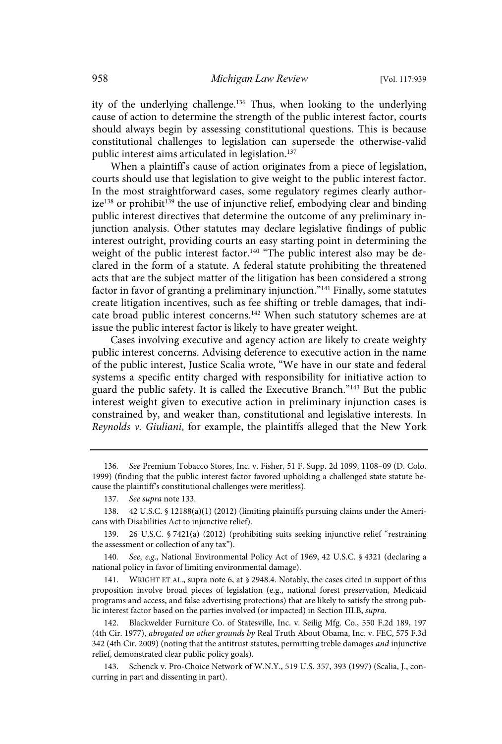ity of the underlying challenge.[136] Thus, when looking to the underlying cause of action to determine the strength of the public interest factor, courts should always begin by assessing constitutional questions. This is because constitutional challenges to legislation can supersede the otherwise-valid public interest aims articulated in legislation.[137]

When a plaintiff's cause of action originates from a piece of legislation, courts should use that legislation to give weight to the public interest factor. In the most straightforward cases, some regulatory regimes clearly authorize[138] or prohibit[139] the use of injunctive relief, embodying clear and binding public interest directives that determine the outcome of any preliminary injunction analysis. Other statutes may declare legislative findings of public interest outright, providing courts an easy starting point in determining the weight of the public interest factor.[140] "The public interest also may be declared in the form of a statute. A federal statute prohibiting the threatened acts that are the subject matter of the litigation has been considered a strong factor in favor of granting a preliminary injunction."[141] Finally, some statutes create litigation incentives, such as fee shifting or treble damages, that indicate broad public interest concerns.[142] When such statutory schemes are at issue the public interest factor is likely to have greater weight.

Cases involving executive and agency action are likely to create weighty public interest concerns. Advising deference to executive action in the name of the public interest, Justice Scalia wrote, "We have in our state and federal systems a specific entity charged with responsibility for initiative action to guard the public safety. It is called the Executive Branch."[143] But the public interest weight given to executive action in preliminary injunction cases is constrained by, and weaker than, constitutional and legislative interests. In *Reynolds v. Giuliani*, for example, the plaintiffs alleged that the New York

---

136. *See* Premium Tobacco Stores, Inc. v. Fisher, 51 F. Supp. 2d 1099, 1108–09 (D. Colo. 1999) (finding that the public interest factor favored upholding a challenged state statute because the plaintiff's constitutional challenges were meritless).

137. *See supra* note 133.

138. 42 U.S.C. § 12188(a)(1) (2012) (limiting plaintiffs pursuing claims under the Americans with Disabilities Act to injunctive relief).

139. 26 U.S.C. § 7421(a) (2012) (prohibiting suits seeking injunctive relief "restraining the assessment or collection of any tax").

140. *See, e.g.*, National Environmental Policy Act of 1969, 42 U.S.C. § 4321 (declaring a national policy in favor of limiting environmental damage).

141. WRIGHT ET AL., supra note 6, at § 2948.4. Notably, the cases cited in support of this proposition involve broad pieces of legislation (e.g., national forest preservation, Medicaid programs and access, and false advertising protections) that are likely to satisfy the strong public interest factor based on the parties involved (or impacted) in Section III.B, *supra*.

142. Blackwelder Furniture Co. of Statesville, Inc. v. Seilig Mfg. Co., 550 F.2d 189, 197 (4th Cir. 1977), *abrogated on other grounds by* Real Truth About Obama, Inc. v. FEC, 575 F.3d 342 (4th Cir. 2009) (noting that the antitrust statutes, permitting treble damages *and* injunctive relief, demonstrated clear public policy goals).

143. Schenck v. Pro-Choice Network of W.N.Y., 519 U.S. 357, 393 (1997) (Scalia, J., concurring in part and dissenting in part).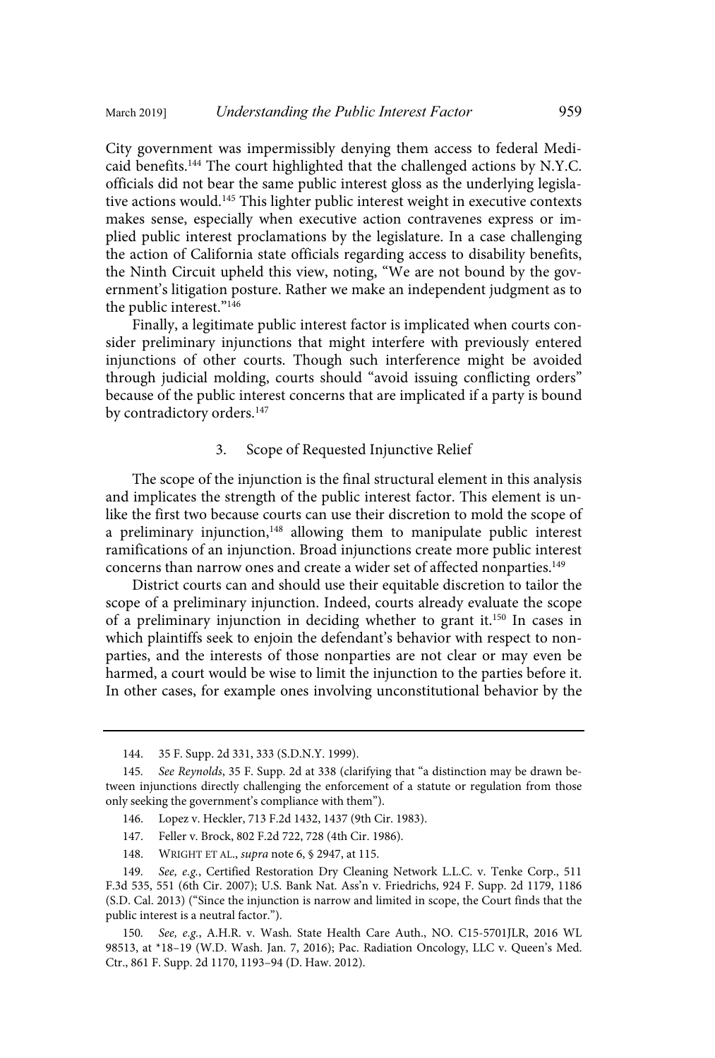City government was impermissibly denying them access to federal Medicaid benefits.[144] The court highlighted that the challenged actions by N.Y.C. officials did not bear the same public interest gloss as the underlying legislative actions would.[145] This lighter public interest weight in executive contexts makes sense, especially when executive action contravenes express or implied public interest proclamations by the legislature. In a case challenging the action of California state officials regarding access to disability benefits, the Ninth Circuit upheld this view, noting, "We are not bound by the government's litigation posture. Rather we make an independent judgment as to the public interest."[146]

Finally, a legitimate public interest factor is implicated when courts consider preliminary injunctions that might interfere with previously entered injunctions of other courts. Though such interference might be avoided through judicial molding, courts should "avoid issuing conflicting orders" because of the public interest concerns that are implicated if a party is bound by contradictory orders.[147]

### 3. Scope of Requested Injunctive Relief

The scope of the injunction is the final structural element in this analysis and implicates the strength of the public interest factor. This element is unlike the first two because courts can use their discretion to mold the scope of a preliminary injunction,[148] allowing them to manipulate public interest ramifications of an injunction. Broad injunctions create more public interest concerns than narrow ones and create a wider set of affected nonparties.[149]

District courts can and should use their equitable discretion to tailor the scope of a preliminary injunction. Indeed, courts already evaluate the scope of a preliminary injunction in deciding whether to grant it.[150] In cases in which plaintiffs seek to enjoin the defendant's behavior with respect to nonparties, and the interests of those nonparties are not clear or may even be harmed, a court would be wise to limit the injunction to the parties before it. In other cases, for example ones involving unconstitutional behavior by the

---

144. 35 F. Supp. 2d 331, 333 (S.D.N.Y. 1999).

145. *See Reynolds*, 35 F. Supp. 2d at 338 (clarifying that "a distinction may be drawn between injunctions directly challenging the enforcement of a statute or regulation from those only seeking the government's compliance with them").

146. Lopez v. Heckler, 713 F.2d 1432, 1437 (9th Cir. 1983).

147. Feller v. Brock, 802 F.2d 722, 728 (4th Cir. 1986).

148. WRIGHT ET AL., *supra* note 6, § 2947, at 115.

149. *See, e.g.*, Certified Restoration Dry Cleaning Network L.L.C. v. Tenke Corp., 511 F.3d 535, 551 (6th Cir. 2007); U.S. Bank Nat. Ass'n v. Friedrichs, 924 F. Supp. 2d 1179, 1186 (S.D. Cal. 2013) ("Since the injunction is narrow and limited in scope, the Court finds that the public interest is a neutral factor.").

150. *See, e.g.*, A.H.R. v. Wash. State Health Care Auth., NO. C15-5701JLR, 2016 WL 98513, at *18–19 (W.D. Wash. Jan. 7, 2016); Pac. Radiation Oncology, LLC v. Queen's Med. Ctr., 861 F. Supp. 2d 1170, 1193–94 (D. Haw. 2012).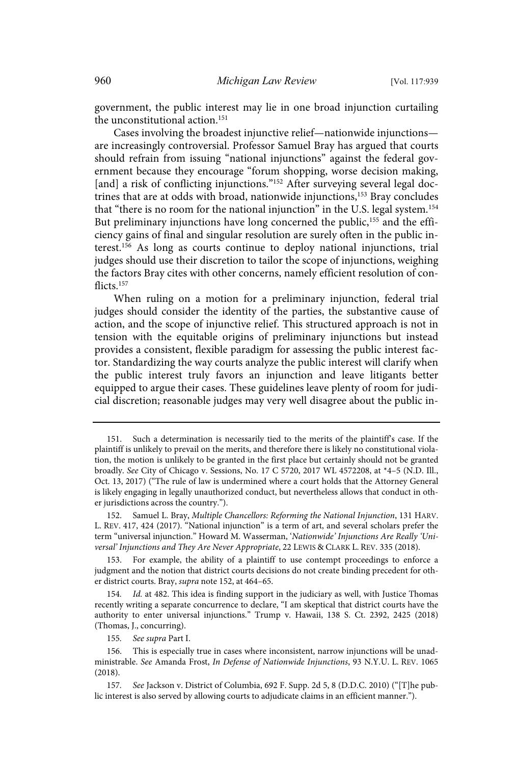government, the public interest may lie in one broad injunction curtailing the unconstitutional action.[151]

Cases involving the broadest injunctive relief—nationwide injunctions—are increasingly controversial. Professor Samuel Bray has argued that courts should refrain from issuing "national injunctions" against the federal government because they encourage "forum shopping, worse decision making, [and] a risk of conflicting injunctions."[152] After surveying several legal doctrines that are at odds with broad, nationwide injunctions,[153] Bray concludes that "there is no room for the national injunction" in the U.S. legal system.[154] But preliminary injunctions have long concerned the public,[155] and the efficiency gains of final and singular resolution are surely often in the public interest.[156] As long as courts continue to deploy national injunctions, trial judges should use their discretion to tailor the scope of injunctions, weighing the factors Bray cites with other concerns, namely efficient resolution of conflicts.[157]

When ruling on a motion for a preliminary injunction, federal trial judges should consider the identity of the parties, the substantive cause of action, and the scope of injunctive relief. This structured approach is not in tension with the equitable origins of preliminary injunctions but instead provides a consistent, flexible paradigm for assessing the public interest factor. Standardizing the way courts analyze the public interest will clarify when the public interest truly favors an injunction and leave litigants better equipped to argue their cases. These guidelines leave plenty of room for judicial discretion; reasonable judges may very well disagree about the public in-

---

151. Such a determination is necessarily tied to the merits of the plaintiff's case. If the plaintiff is unlikely to prevail on the merits, and therefore there is likely no constitutional violation, the motion is unlikely to be granted in the first place but certainly should not be granted broadly. *See* City of Chicago v. Sessions, No. 17 C 5720, 2017 WL 4572208, at *4–5 (N.D. Ill., Oct. 13, 2017) ("The rule of law is undermined where a court holds that the Attorney General is likely engaging in legally unauthorized conduct, but nevertheless allows that conduct in other jurisdictions across the country.").

152. Samuel L. Bray, *Multiple Chancellors: Reforming the National Injunction*, 131 HARV. L. REV. 417, 424 (2017). "National injunction" is a term of art, and several scholars prefer the term "universal injunction." Howard M. Wasserman, *'Nationwide' Injunctions Are Really 'Universal' Injunctions and They Are Never Appropriate*, 22 LEWIS & CLARK L. REV. 335 (2018).

153. For example, the ability of a plaintiff to use contempt proceedings to enforce a judgment and the notion that district courts decisions do not create binding precedent for other district courts. Bray, *supra* note 152, at 464–65.

154. *Id.* at 482. This idea is finding support in the judiciary as well, with Justice Thomas recently writing a separate concurrence to declare, "I am skeptical that district courts have the authority to enter universal injunctions." Trump v. Hawaii, 138 S. Ct. 2392, 2425 (2018) (Thomas, J., concurring).

155. *See supra* Part I.

156. This is especially true in cases where inconsistent, narrow injunctions will be unadministrable. *See* Amanda Frost, *In Defense of Nationwide Injunctions*, 93 N.Y.U. L. REV. 1065 (2018).

157. *See* Jackson v. District of Columbia, 692 F. Supp. 2d 5, 8 (D.D.C. 2010) ("[T]he public interest is also served by allowing courts to adjudicate claims in an efficient manner.").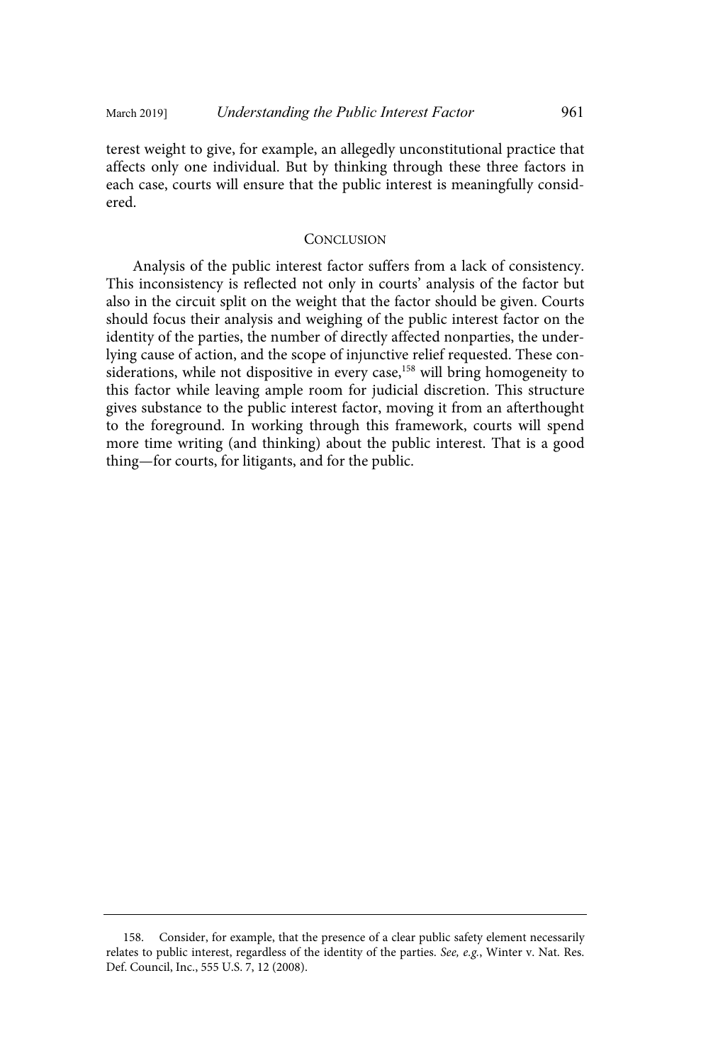terest weight to give, for example, an allegedly unconstitutional practice that affects only one individual. But by thinking through these three factors in each case, courts will ensure that the public interest is meaningfully considered.

## CONCLUSION

Analysis of the public interest factor suffers from a lack of consistency. This inconsistency is reflected not only in courts' analysis of the factor but also in the circuit split on the weight that the factor should be given. Courts should focus their analysis and weighing of the public interest factor on the identity of the parties, the number of directly affected nonparties, the underlying cause of action, and the scope of injunctive relief requested. These considerations, while not dispositive in every case,[158] will bring homogeneity to this factor while leaving ample room for judicial discretion. This structure gives substance to the public interest factor, moving it from an afterthought to the foreground. In working through this framework, courts will spend more time writing (and thinking) about the public interest. That is a good thing—for courts, for litigants, and for the public.

---

158. Consider, for example, that the presence of a clear public safety element necessarily relates to public interest, regardless of the identity of the parties. *See, e.g.*, Winter v. Nat. Res. Def. Council, Inc., 555 U.S. 7, 12 (2008).